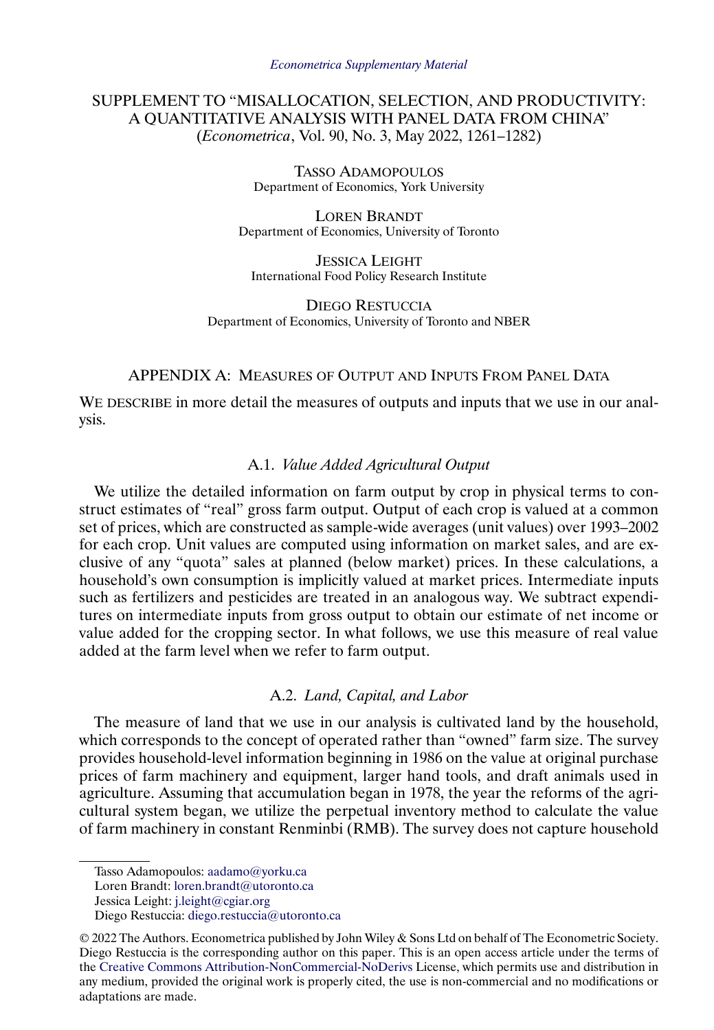*Econometrica Supplementary Material*

# SUPPLEMENT TO "MISALLOCATION, SELECTION, AND PRODUCTIVITY: A QUANTITATIVE ANALYSIS WITH PANEL DATA FROM CHINA"
(*Econometrica*, Vol. 90, No. 3, May 2022, 1261–1282)

TASSO ADAMOPOULOS
Department of Economics, York University

LOREN BRANDT
Department of Economics, University of Toronto

JESSICA LEIGHT
International Food Policy Research Institute

DIEGO RESTUCCIA
Department of Economics, University of Toronto and NBER

## APPENDIX A: MEASURES OF OUTPUT AND INPUTS FROM PANEL DATA

WE DESCRIBE in more detail the measures of outputs and inputs that we use in our analysis.

### A.1. *Value Added Agricultural Output*

We utilize the detailed information on farm output by crop in physical terms to construct estimates of "real" gross farm output. Output of each crop is valued at a common set of prices, which are constructed as sample-wide averages (unit values) over 1993–2002 for each crop. Unit values are computed using information on market sales, and are exclusive of any "quota" sales at planned (below market) prices. In these calculations, a household's own consumption is implicitly valued at market prices. Intermediate inputs such as fertilizers and pesticides are treated in an analogous way. We subtract expenditures on intermediate inputs from gross output to obtain our estimate of net income or value added for the cropping sector. In what follows, we use this measure of real value added at the farm level when we refer to farm output.

### A.2. *Land, Capital, and Labor*

The measure of land that we use in our analysis is cultivated land by the household, which corresponds to the concept of operated rather than "owned" farm size. The survey provides household-level information beginning in 1986 on the value at original purchase prices of farm machinery and equipment, larger hand tools, and draft animals used in agriculture. Assuming that accumulation began in 1978, the year the reforms of the agricultural system began, we utilize the perpetual inventory method to calculate the value of farm machinery in constant Renminbi (RMB). The survey does not capture household

---

Tasso Adamopoulos: aadamo@yorku.ca
Loren Brandt: loren.brandt@utoronto.ca
Jessica Leight: j.leight@cgiar.org
Diego Restuccia: diego.restuccia@utoronto.ca

© 2022 The Authors. Econometrica published by John Wiley & Sons Ltd on behalf of The Econometric Society. Diego Restuccia is the corresponding author on this paper. This is an open access article under the terms of the Creative Commons Attribution-NonCommercial-NoDerivs License, which permits use and distribution in any medium, provided the original work is properly cited, the use is non-commercial and no modifications or adaptations are made.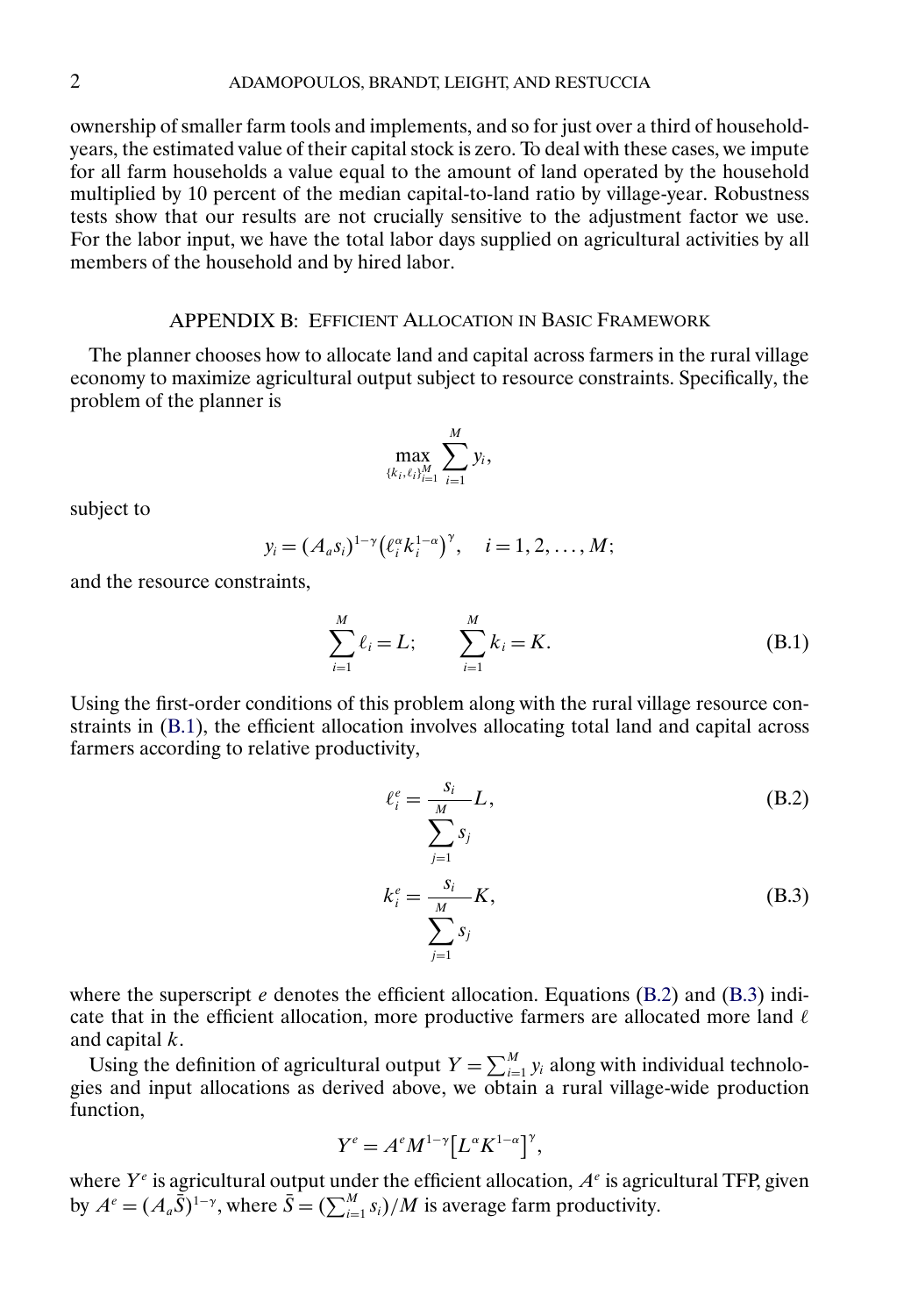ownership of smaller farm tools and implements, and so for just over a third of household-years, the estimated value of their capital stock is zero. To deal with these cases, we impute for all farm households a value equal to the amount of land operated by the household multiplied by 10 percent of the median capital-to-land ratio by village-year. Robustness tests show that our results are not crucially sensitive to the adjustment factor we use. For the labor input, we have the total labor days supplied on agricultural activities by all members of the household and by hired labor.

## APPENDIX B: EFFICIENT ALLOCATION IN BASIC FRAMEWORK

The planner chooses how to allocate land and capital across farmers in the rural village economy to maximize agricultural output subject to resource constraints. Specifically, the problem of the planner is

$$\max_{\{k_i,\ell_i\}_{i=1}^M} \sum_{i=1}^{M} y_i,$$

subject to

$$y_i = (A_a s_i)^{1-\gamma}\left(\ell_i^{\alpha} k_i^{1-\alpha}\right)^{\gamma}, \quad i = 1, 2, \dots, M;$$

and the resource constraints,

$$\sum_{i=1}^{M} \ell_i = L; \qquad \sum_{i=1}^{M} k_i = K. \tag{B.1}$$

Using the first-order conditions of this problem along with the rural village resource constraints in (B.1), the efficient allocation involves allocating total land and capital across farmers according to relative productivity,

$$\ell_i^e = \frac{s_i}{\sum_{j=1}^{M} s_j} L, \tag{B.2}$$

$$k_i^e = \frac{s_i}{\sum_{j=1}^{M} s_j} K, \tag{B.3}$$

where the superscript $e$ denotes the efficient allocation. Equations (B.2) and (B.3) indicate that in the efficient allocation, more productive farmers are allocated more land $\ell$ and capital $k$.

Using the definition of agricultural output $Y = \sum_{i=1}^{M} y_i$ along with individual technologies and input allocations as derived above, we obtain a rural village-wide production function,

$$Y^e = A^e M^{1-\gamma}\left[L^{\alpha} K^{1-\alpha}\right]^{\gamma},$$

where $Y^e$ is agricultural output under the efficient allocation, $A^e$ is agricultural TFP, given by $A^e = (A_a \bar{S})^{1-\gamma}$, where $\bar{S} = (\sum_{i=1}^{M} s_i)/M$ is average farm productivity.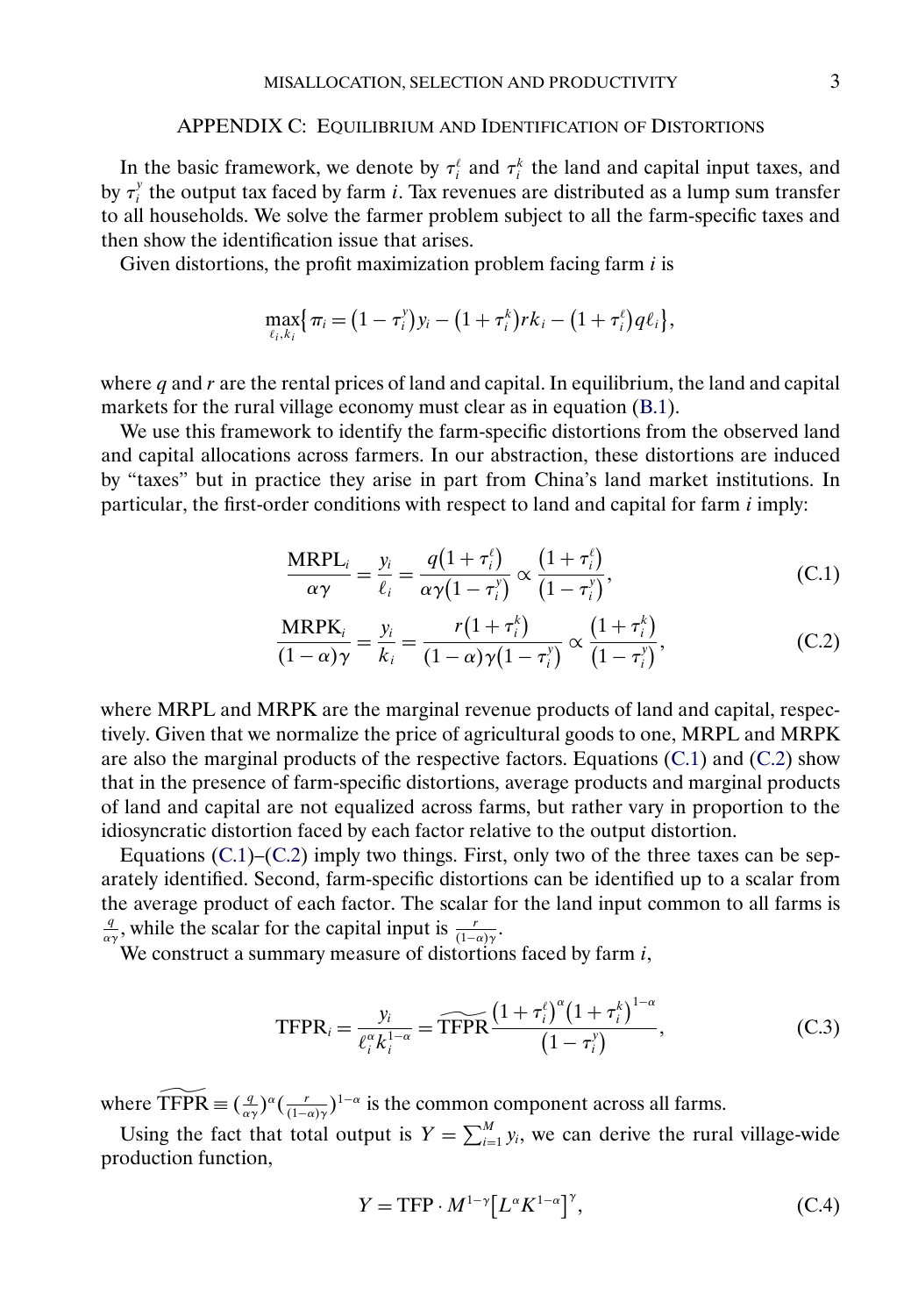## APPENDIX C: EQUILIBRIUM AND IDENTIFICATION OF DISTORTIONS

In the basic framework, we denote by $\tau_i^\ell$ and $\tau_i^k$ the land and capital input taxes, and by $\tau_i^y$ the output tax faced by farm $i$. Tax revenues are distributed as a lump sum transfer to all households. We solve the farmer problem subject to all the farm-specific taxes and then show the identification issue that arises.

Given distortions, the profit maximization problem facing farm $i$ is

$$\max_{\ell_i, k_i} \left\{ \pi_i = (1 - \tau_i^y) y_i - (1 + \tau_i^k) r k_i - (1 + \tau_i^\ell) q \ell_i \right\},$$

where $q$ and $r$ are the rental prices of land and capital. In equilibrium, the land and capital markets for the rural village economy must clear as in equation (B.1).

We use this framework to identify the farm-specific distortions from the observed land and capital allocations across farmers. In our abstraction, these distortions are induced by "taxes" but in practice they arise in part from China's land market institutions. In particular, the first-order conditions with respect to land and capital for farm $i$ imply:

$$\frac{\text{MRPL}_i}{\alpha\gamma} = \frac{y_i}{\ell_i} = \frac{q(1 + \tau_i^\ell)}{\alpha\gamma(1 - \tau_i^y)} \propto \frac{(1 + \tau_i^\ell)}{(1 - \tau_i^y)}, \tag{C.1}$$

$$\frac{\text{MRPK}_i}{(1-\alpha)\gamma} = \frac{y_i}{k_i} = \frac{r(1 + \tau_i^k)}{(1-\alpha)\gamma(1 - \tau_i^y)} \propto \frac{(1 + \tau_i^k)}{(1 - \tau_i^y)}, \tag{C.2}$$

where MRPL and MRPK are the marginal revenue products of land and capital, respectively. Given that we normalize the price of agricultural goods to one, MRPL and MRPK are also the marginal products of the respective factors. Equations (C.1) and (C.2) show that in the presence of farm-specific distortions, average products and marginal products of land and capital are not equalized across farms, but rather vary in proportion to the idiosyncratic distortion faced by each factor relative to the output distortion.

Equations (C.1)–(C.2) imply two things. First, only two of the three taxes can be separately identified. Second, farm-specific distortions can be identified up to a scalar from the average product of each factor. The scalar for the land input common to all farms is $\frac{q}{\alpha\gamma}$, while the scalar for the capital input is $\frac{r}{(1-\alpha)\gamma}$.

We construct a summary measure of distortions faced by farm $i$,

$$\text{TFPR}_i = \frac{y_i}{\ell_i^\alpha k_i^{1-\alpha}} = \widetilde{\text{TFPR}} \frac{(1 + \tau_i^\ell)^\alpha (1 + \tau_i^k)^{1-\alpha}}{(1 - \tau_i^y)}, \tag{C.3}$$

where $\widetilde{\text{TFPR}} \equiv (\frac{q}{\alpha\gamma})^\alpha (\frac{r}{(1-\alpha)\gamma})^{1-\alpha}$ is the common component across all farms.

Using the fact that total output is $Y = \sum_{i=1}^M y_i$, we can derive the rural village-wide production function,

$$Y = \text{TFP} \cdot M^{1-\gamma} \left[ L^\alpha K^{1-\alpha} \right]^\gamma, \tag{C.4}$$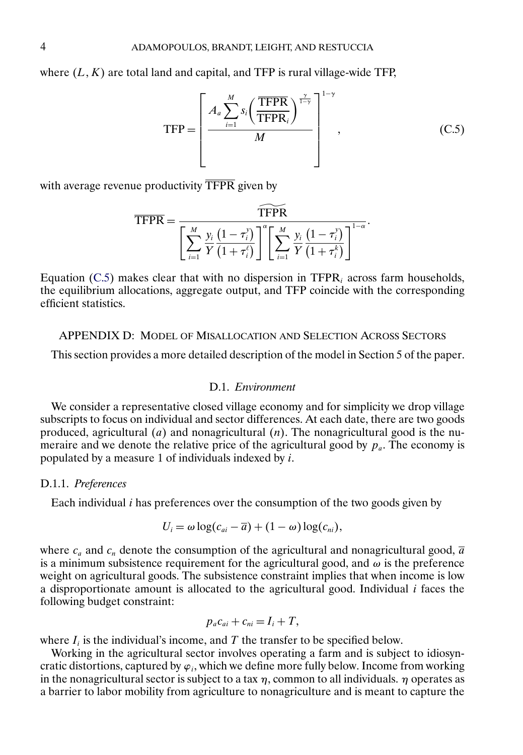where $(L, K)$ are total land and capital, and TFP is rural village-wide TFP,

$$\text{TFP} = \left[ \frac{A_a \sum_{i=1}^{M} s_i \left( \frac{\overline{\text{TFPR}}}{\text{TFPR}_i} \right)^{\frac{\gamma}{1-\gamma}}}{M} \right]^{1-\gamma}, \tag{C.5}$$

with average revenue productivity $\overline{\text{TFPR}}$ given by

$$\overline{\text{TFPR}} = \frac{\widetilde{\text{TFPR}}}{\left[ \sum_{i=1}^{M} \frac{y_i}{Y} \frac{(1-\tau_i^y)}{(1+\tau_i^\ell)} \right]^{\alpha} \left[ \sum_{i=1}^{M} \frac{y_i}{Y} \frac{(1-\tau_i^y)}{(1+\tau_i^k)} \right]^{1-\alpha}}.$$

Equation (C.5) makes clear that with no dispersion in $\text{TFPR}_i$ across farm households, the equilibrium allocations, aggregate output, and TFP coincide with the corresponding efficient statistics.

## APPENDIX D: MODEL OF MISALLOCATION AND SELECTION ACROSS SECTORS

This section provides a more detailed description of the model in Section 5 of the paper.

### D.1. *Environment*

We consider a representative closed village economy and for simplicity we drop village subscripts to focus on individual and sector differences. At each date, there are two goods produced, agricultural ($a$) and nonagricultural ($n$). The nonagricultural good is the numeraire and we denote the relative price of the agricultural good by $p_a$. The economy is populated by a measure 1 of individuals indexed by $i$.

#### D.1.1. *Preferences*

Each individual $i$ has preferences over the consumption of the two goods given by

$$U_i = \omega \log(c_{ai} - \overline{a}) + (1 - \omega) \log(c_{ni}),$$

where $c_a$ and $c_n$ denote the consumption of the agricultural and nonagricultural good, $\overline{a}$ is a minimum subsistence requirement for the agricultural good, and $\omega$ is the preference weight on agricultural goods. The subsistence constraint implies that when income is low a disproportionate amount is allocated to the agricultural good. Individual $i$ faces the following budget constraint:

$$p_a c_{ai} + c_{ni} = I_i + T,$$

where $I_i$ is the individual's income, and $T$ the transfer to be specified below.

Working in the agricultural sector involves operating a farm and is subject to idiosyncratic distortions, captured by $\varphi_i$, which we define more fully below. Income from working in the nonagricultural sector is subject to a tax $\eta$, common to all individuals. $\eta$ operates as a barrier to labor mobility from agriculture to nonagriculture and is meant to capture the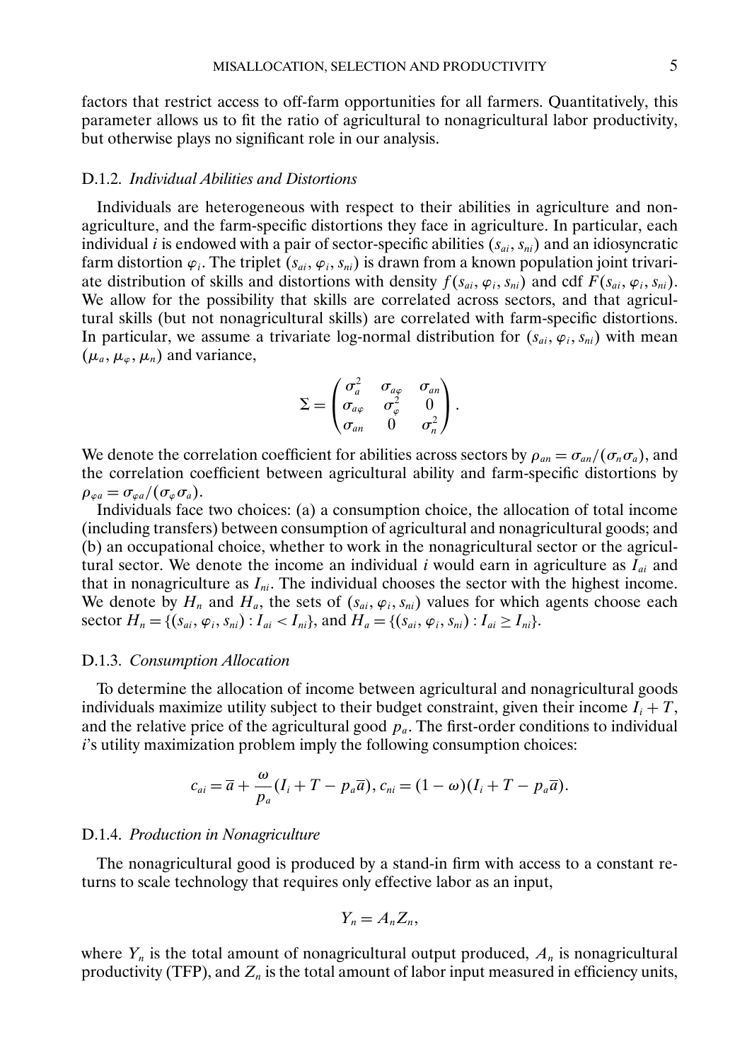factors that restrict access to off-farm opportunities for all farmers. Quantitatively, this parameter allows us to fit the ratio of agricultural to nonagricultural labor productivity, but otherwise plays no significant role in our analysis.

### D.1.2. *Individual Abilities and Distortions*

Individuals are heterogeneous with respect to their abilities in agriculture and nonagriculture, and the farm-specific distortions they face in agriculture. In particular, each individual $i$ is endowed with a pair of sector-specific abilities $(s_{ai}, s_{ni})$ and an idiosyncratic farm distortion $\varphi_i$. The triplet $(s_{ai}, \varphi_i, s_{ni})$ is drawn from a known population joint trivariate distribution of skills and distortions with density $f(s_{ai}, \varphi_i, s_{ni})$ and cdf $F(s_{ai}, \varphi_i, s_{ni})$. We allow for the possibility that skills are correlated across sectors, and that agricultural skills (but not nonagricultural skills) are correlated with farm-specific distortions. In particular, we assume a trivariate log-normal distribution for $(s_{ai}, \varphi_i, s_{ni})$ with mean $(\mu_a, \mu_\varphi, \mu_n)$ and variance,

$$\Sigma = \begin{pmatrix} \sigma_a^2 & \sigma_{a\varphi} & \sigma_{an} \\ \sigma_{a\varphi} & \sigma_\varphi^2 & 0 \\ \sigma_{an} & 0 & \sigma_n^2 \end{pmatrix}.$$

We denote the correlation coefficient for abilities across sectors by $\rho_{an} = \sigma_{an}/(\sigma_n \sigma_a)$, and the correlation coefficient between agricultural ability and farm-specific distortions by $\rho_{\varphi a} = \sigma_{\varphi a}/(\sigma_\varphi \sigma_a)$.

Individuals face two choices: (a) a consumption choice, the allocation of total income (including transfers) between consumption of agricultural and nonagricultural goods; and (b) an occupational choice, whether to work in the nonagricultural sector or the agricultural sector. We denote the income an individual $i$ would earn in agriculture as $I_{ai}$ and that in nonagriculture as $I_{ni}$. The individual chooses the sector with the highest income. We denote by $H_n$ and $H_a$, the sets of $(s_{ai}, \varphi_i, s_{ni})$ values for which agents choose each sector $H_n = \{(s_{ai}, \varphi_i, s_{ni}) : I_{ai} < I_{ni}\}$, and $H_a = \{(s_{ai}, \varphi_i, s_{ni}) : I_{ai} \geq I_{ni}\}$.

### D.1.3. *Consumption Allocation*

To determine the allocation of income between agricultural and nonagricultural goods individuals maximize utility subject to their budget constraint, given their income $I_i + T$, and the relative price of the agricultural good $p_a$. The first-order conditions to individual $i$'s utility maximization problem imply the following consumption choices:

$$c_{ai} = \overline{a} + \frac{\omega}{p_a}(I_i + T - p_a \overline{a}), c_{ni} = (1 - \omega)(I_i + T - p_a \overline{a}).$$

### D.1.4. *Production in Nonagriculture*

The nonagricultural good is produced by a stand-in firm with access to a constant returns to scale technology that requires only effective labor as an input,

$$Y_n = A_n Z_n,$$

where $Y_n$ is the total amount of nonagricultural output produced, $A_n$ is nonagricultural productivity (TFP), and $Z_n$ is the total amount of labor input measured in efficiency units,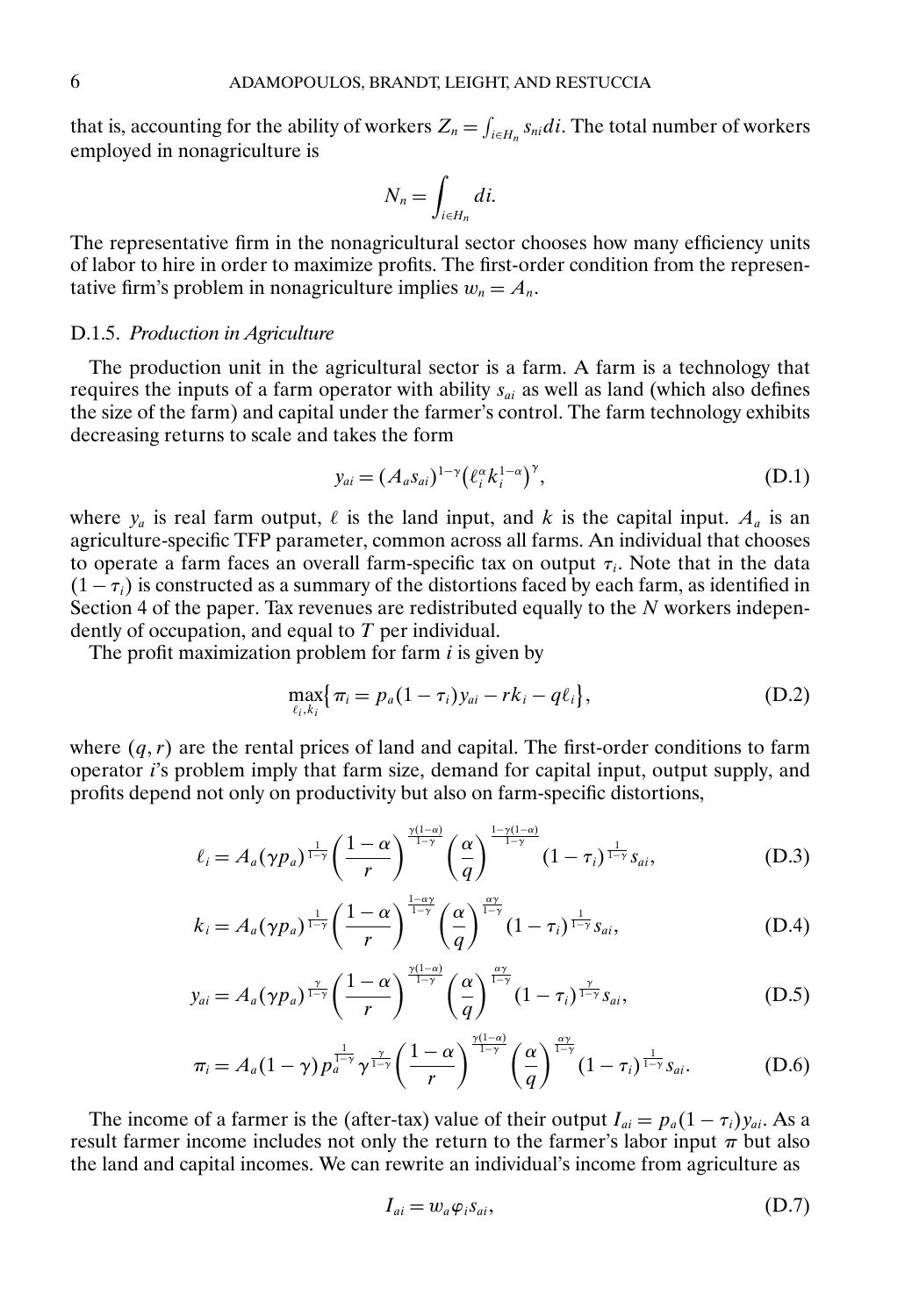that is, accounting for the ability of workers $Z_n = \int_{i \in H_n} s_{ni} di$. The total number of workers employed in nonagriculture is

$$N_n = \int_{i \in H_n} di.$$

The representative firm in the nonagricultural sector chooses how many efficiency units of labor to hire in order to maximize profits. The first-order condition from the representative firm's problem in nonagriculture implies $w_n = A_n$.

#### D.1.5. *Production in Agriculture*

The production unit in the agricultural sector is a farm. A farm is a technology that requires the inputs of a farm operator with ability $s_{ai}$ as well as land (which also defines the size of the farm) and capital under the farmer's control. The farm technology exhibits decreasing returns to scale and takes the form

$$y_{ai} = (A_a s_{ai})^{1-\gamma} \left(\ell_i^{\alpha} k_i^{1-\alpha}\right)^{\gamma}, \tag{D.1}$$

where $y_a$ is real farm output, $\ell$ is the land input, and $k$ is the capital input. $A_a$ is an agriculture-specific TFP parameter, common across all farms. An individual that chooses to operate a farm faces an overall farm-specific tax on output $\tau_i$. Note that in the data $(1 - \tau_i)$ is constructed as a summary of the distortions faced by each farm, as identified in Section 4 of the paper. Tax revenues are redistributed equally to the $N$ workers independently of occupation, and equal to $T$ per individual.

The profit maximization problem for farm $i$ is given by

$$\max_{\ell_i, k_i} \left\{ \pi_i = p_a (1 - \tau_i) y_{ai} - r k_i - q \ell_i \right\}, \tag{D.2}$$

where $(q, r)$ are the rental prices of land and capital. The first-order conditions to farm operator $i$'s problem imply that farm size, demand for capital input, output supply, and profits depend not only on productivity but also on farm-specific distortions,

$$\ell_i = A_a (\gamma p_a)^{\frac{1}{1-\gamma}} \left(\frac{1-\alpha}{r}\right)^{\frac{\gamma(1-\alpha)}{1-\gamma}} \left(\frac{\alpha}{q}\right)^{\frac{1-\gamma(1-\alpha)}{1-\gamma}} (1 - \tau_i)^{\frac{1}{1-\gamma}} s_{ai}, \tag{D.3}$$

$$k_i = A_a (\gamma p_a)^{\frac{1}{1-\gamma}} \left(\frac{1-\alpha}{r}\right)^{\frac{1-\alpha\gamma}{1-\gamma}} \left(\frac{\alpha}{q}\right)^{\frac{\alpha\gamma}{1-\gamma}} (1 - \tau_i)^{\frac{1}{1-\gamma}} s_{ai}, \tag{D.4}$$

$$y_{ai} = A_a (\gamma p_a)^{\frac{\gamma}{1-\gamma}} \left(\frac{1-\alpha}{r}\right)^{\frac{\gamma(1-\alpha)}{1-\gamma}} \left(\frac{\alpha}{q}\right)^{\frac{\alpha\gamma}{1-\gamma}} (1 - \tau_i)^{\frac{\gamma}{1-\gamma}} s_{ai}, \tag{D.5}$$

$$\pi_i = A_a (1 - \gamma) p_a^{\frac{1}{1-\gamma}} \gamma^{\frac{\gamma}{1-\gamma}} \left(\frac{1-\alpha}{r}\right)^{\frac{\gamma(1-\alpha)}{1-\gamma}} \left(\frac{\alpha}{q}\right)^{\frac{\alpha\gamma}{1-\gamma}} (1 - \tau_i)^{\frac{1}{1-\gamma}} s_{ai}. \tag{D.6}$$

The income of a farmer is the (after-tax) value of their output $I_{ai} = p_a (1 - \tau_i) y_{ai}$. As a result farmer income includes not only the return to the farmer's labor input $\pi$ but also the land and capital incomes. We can rewrite an individual's income from agriculture as

$$I_{ai} = w_a \varphi_i s_{ai}, \tag{D.7}$$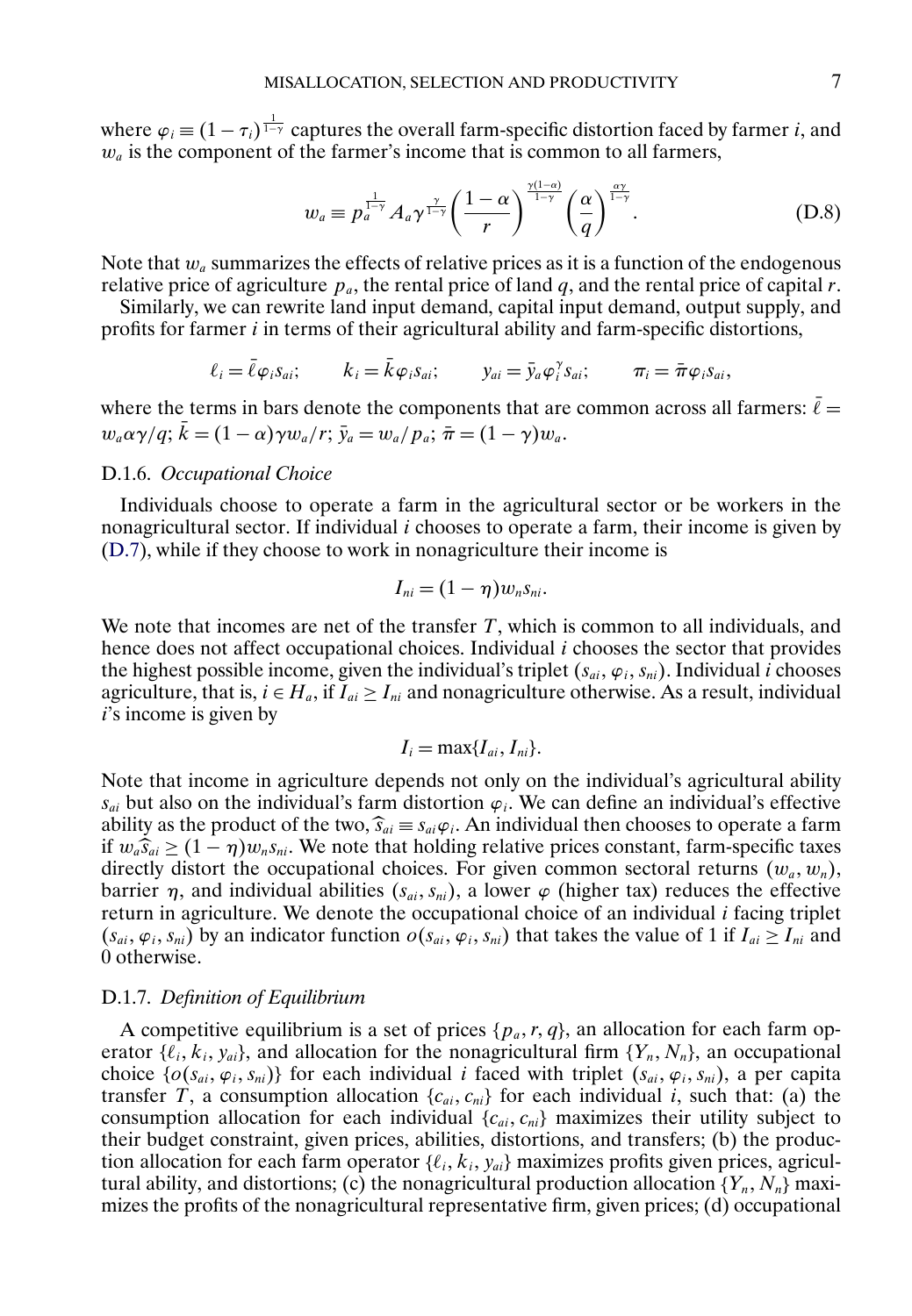where $\varphi_i \equiv (1-\tau_i)^{\frac{1}{1-\gamma}}$ captures the overall farm-specific distortion faced by farmer $i$, and $w_a$ is the component of the farmer's income that is common to all farmers,

$$w_a \equiv p_a^{\frac{1}{1-\gamma}} A_a \gamma^{\frac{\gamma}{1-\gamma}} \left(\frac{1-\alpha}{r}\right)^{\frac{\gamma(1-\alpha)}{1-\gamma}} \left(\frac{\alpha}{q}\right)^{\frac{\alpha\gamma}{1-\gamma}}. \tag{D.8}$$

Note that $w_a$ summarizes the effects of relative prices as it is a function of the endogenous relative price of agriculture $p_a$, the rental price of land $q$, and the rental price of capital $r$.

Similarly, we can rewrite land input demand, capital input demand, output supply, and profits for farmer $i$ in terms of their agricultural ability and farm-specific distortions,

$$\ell_i = \bar{\ell}\varphi_i s_{ai}; \qquad k_i = \bar{k}\varphi_i s_{ai}; \qquad y_{ai} = \bar{y}_a \varphi_i^{\gamma} s_{ai}; \qquad \pi_i = \bar{\pi}\varphi_i s_{ai},$$

where the terms in bars denote the components that are common across all farmers: $\bar{\ell} = w_a \alpha\gamma/q$; $\bar{k} = (1-\alpha)\gamma w_a/r$; $\bar{y}_a = w_a/p_a$; $\bar{\pi} = (1-\gamma)w_a$.

### D.1.6. *Occupational Choice*

Individuals choose to operate a farm in the agricultural sector or be workers in the nonagricultural sector. If individual $i$ chooses to operate a farm, their income is given by (D.7), while if they choose to work in nonagriculture their income is

$$I_{ni} = (1-\eta)w_n s_{ni}.$$

We note that incomes are net of the transfer $T$, which is common to all individuals, and hence does not affect occupational choices. Individual $i$ chooses the sector that provides the highest possible income, given the individual's triplet $(s_{ai}, \varphi_i, s_{ni})$. Individual $i$ chooses agriculture, that is, $i \in H_a$, if $I_{ai} \geq I_{ni}$ and nonagriculture otherwise. As a result, individual $i$'s income is given by

$$I_i = \max\{I_{ai}, I_{ni}\}.$$

Note that income in agriculture depends not only on the individual's agricultural ability $s_{ai}$ but also on the individual's farm distortion $\varphi_i$. We can define an individual's effective ability as the product of the two, $\widehat{s}_{ai} \equiv s_{ai}\varphi_i$. An individual then chooses to operate a farm if $w_a\widehat{s}_{ai} \geq (1-\eta)w_n s_{ni}$. We note that holding relative prices constant, farm-specific taxes directly distort the occupational choices. For given common sectoral returns $(w_a, w_n)$, barrier $\eta$, and individual abilities $(s_{ai}, s_{ni})$, a lower $\varphi$ (higher tax) reduces the effective return in agriculture. We denote the occupational choice of an individual $i$ facing triplet $(s_{ai}, \varphi_i, s_{ni})$ by an indicator function $o(s_{ai}, \varphi_i, s_{ni})$ that takes the value of 1 if $I_{ai} \geq I_{ni}$ and 0 otherwise.

### D.1.7. *Definition of Equilibrium*

A competitive equilibrium is a set of prices $\{p_a, r, q\}$, an allocation for each farm operator $\{\ell_i, k_i, y_{ai}\}$, and allocation for the nonagricultural firm $\{Y_n, N_n\}$, an occupational choice $\{o(s_{ai}, \varphi_i, s_{ni})\}$ for each individual $i$ faced with triplet $(s_{ai}, \varphi_i, s_{ni})$, a per capita transfer $T$, a consumption allocation $\{c_{ai}, c_{ni}\}$ for each individual $i$, such that: (a) the consumption allocation for each individual $\{c_{ai}, c_{ni}\}$ maximizes their utility subject to their budget constraint, given prices, abilities, distortions, and transfers; (b) the production allocation for each farm operator $\{\ell_i, k_i, y_{ai}\}$ maximizes profits given prices, agricultural ability, and distortions; (c) the nonagricultural production allocation $\{Y_n, N_n\}$ maximizes the profits of the nonagricultural representative firm, given prices; (d) occupational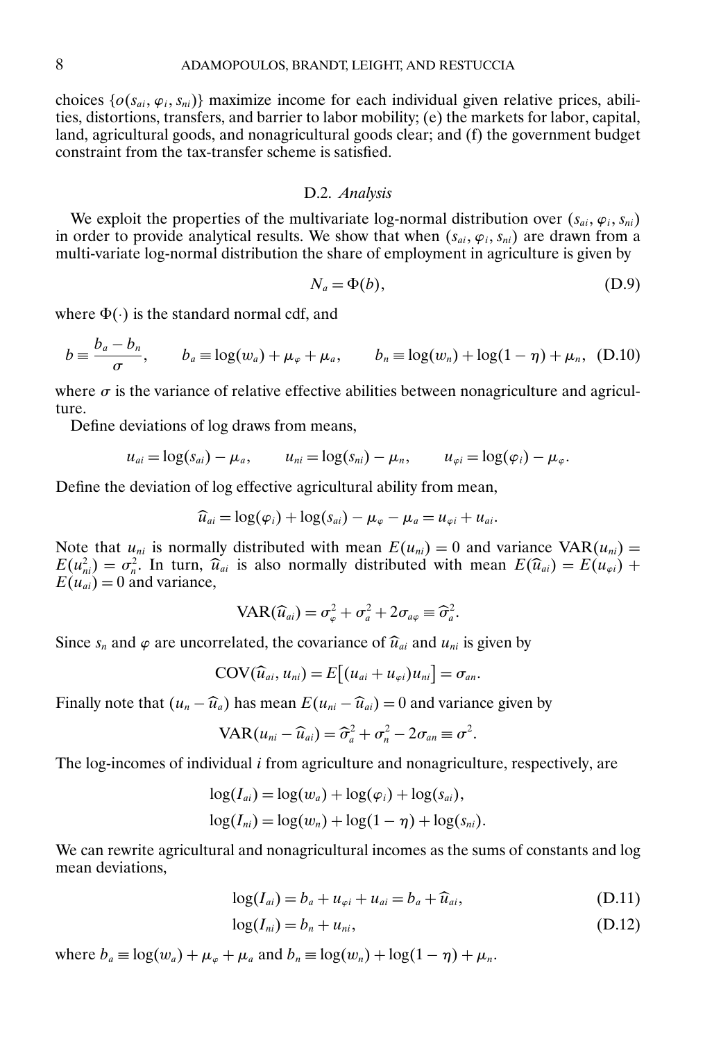choices $\{o(s_{ai}, \varphi_i, s_{ni})\}$ maximize income for each individual given relative prices, abilities, distortions, transfers, and barrier to labor mobility; (e) the markets for labor, capital, land, agricultural goods, and nonagricultural goods clear; and (f) the government budget constraint from the tax-transfer scheme is satisfied.

### D.2. *Analysis*

We exploit the properties of the multivariate log-normal distribution over $(s_{ai}, \varphi_i, s_{ni})$ in order to provide analytical results. We show that when $(s_{ai}, \varphi_i, s_{ni})$ are drawn from a multi-variate log-normal distribution the share of employment in agriculture is given by

$$N_a = \Phi(b), \tag{D.9}$$

where $\Phi(\cdot)$ is the standard normal cdf, and

$$b \equiv \frac{b_a - b_n}{\sigma}, \qquad b_a \equiv \log(w_a) + \mu_\varphi + \mu_a, \qquad b_n \equiv \log(w_n) + \log(1-\eta) + \mu_n, \tag{D.10}$$

where $\sigma$ is the variance of relative effective abilities between nonagriculture and agriculture.

Define deviations of log draws from means,

$$u_{ai} = \log(s_{ai}) - \mu_a, \qquad u_{ni} = \log(s_{ni}) - \mu_n, \qquad u_{\varphi i} = \log(\varphi_i) - \mu_\varphi.$$

Define the deviation of log effective agricultural ability from mean,

$$\widehat{u}_{ai} = \log(\varphi_i) + \log(s_{ai}) - \mu_\varphi - \mu_a = u_{\varphi i} + u_{ai}.$$

Note that $u_{ni}$ is normally distributed with mean $E(u_{ni}) = 0$ and variance $\text{VAR}(u_{ni}) = E(u_{ni}^2) = \sigma_n^2$. In turn, $\widehat{u}_{ai}$ is also normally distributed with mean $E(\widehat{u}_{ai}) = E(u_{\varphi i}) + E(u_{ai}) = 0$ and variance,

$$\text{VAR}(\widehat{u}_{ai}) = \sigma_\varphi^2 + \sigma_a^2 + 2\sigma_{a\varphi} \equiv \widehat{\sigma}_a^2.$$

Since $s_n$ and $\varphi$ are uncorrelated, the covariance of $\widehat{u}_{ai}$ and $u_{ni}$ is given by

$$\text{COV}(\widehat{u}_{ai}, u_{ni}) = E\big[(u_{ai} + u_{\varphi i})u_{ni}\big] = \sigma_{an}.$$

Finally note that $(u_n - \widehat{u}_a)$ has mean $E(u_{ni} - \widehat{u}_{ai}) = 0$ and variance given by

$$\text{VAR}(u_{ni} - \widehat{u}_{ai}) = \widehat{\sigma}_a^2 + \sigma_n^2 - 2\sigma_{an} \equiv \sigma^2.$$

The log-incomes of individual $i$ from agriculture and nonagriculture, respectively, are

$$\log(I_{ai}) = \log(w_a) + \log(\varphi_i) + \log(s_{ai}),$$
$$\log(I_{ni}) = \log(w_n) + \log(1-\eta) + \log(s_{ni}).$$

We can rewrite agricultural and nonagricultural incomes as the sums of constants and log mean deviations,

$$\log(I_{ai}) = b_a + u_{\varphi i} + u_{ai} = b_a + \widehat{u}_{ai}, \tag{D.11}$$

$$\log(I_{ni}) = b_n + u_{ni}, \tag{D.12}$$

where $b_a \equiv \log(w_a) + \mu_\varphi + \mu_a$ and $b_n \equiv \log(w_n) + \log(1-\eta) + \mu_n$.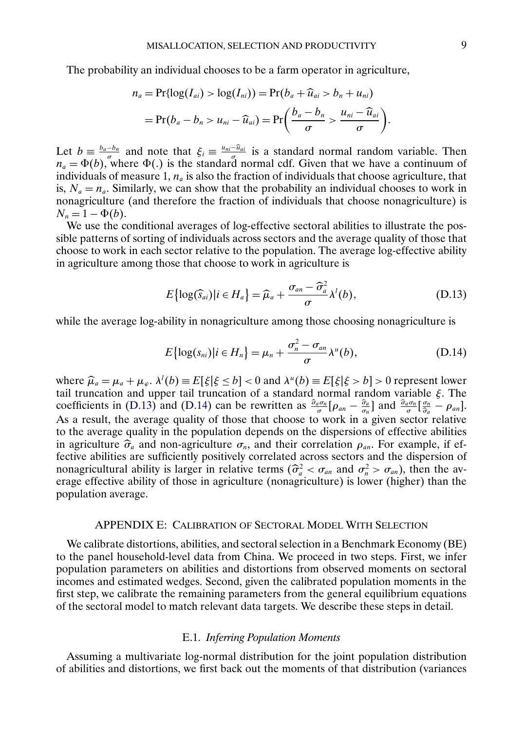The probability an individual chooses to be a farm operator in agriculture,

$$n_a = \Pr\{\log(I_{ai}) > \log(I_{ni})\} = \Pr(b_a + \widehat{u}_{ai} > b_n + u_{ni})$$
$$= \Pr(b_a - b_n > u_{ni} - \widehat{u}_{ai}) = \Pr\left(\frac{b_a - b_n}{\sigma} > \frac{u_{ni} - \widehat{u}_{ai}}{\sigma}\right).$$

Let $b \equiv \frac{b_a - b_n}{\sigma}$ and note that $\xi_i \equiv \frac{u_{ni} - \widehat{u}_{ai}}{\sigma}$ is a standard normal random variable. Then $n_a = \Phi(b)$, where $\Phi(.)$ is the standard normal cdf. Given that we have a continuum of individuals of measure 1, $n_a$ is also the fraction of individuals that choose agriculture, that is, $N_a = n_a$. Similarly, we can show that the probability an individual chooses to work in nonagriculture (and therefore the fraction of individuals that choose nonagriculture) is $N_n = 1 - \Phi(b)$.

We use the conditional averages of log-effective sectoral abilities to illustrate the possible patterns of sorting of individuals across sectors and the average quality of those that choose to work in each sector relative to the population. The average log-effective ability in agriculture among those that choose to work in agriculture is

$$E\{\log(\widehat{s}_{ai}) | i \in H_a\} = \widehat{\mu}_a + \frac{\sigma_{an} - \widehat{\sigma}_a^2}{\sigma} \lambda^l(b), \tag{D.13}$$

while the average log-ability in nonagriculture among those choosing nonagriculture is

$$E\{\log(s_{ni}) | i \in H_n\} = \mu_n + \frac{\sigma_n^2 - \sigma_{an}}{\sigma} \lambda^u(b), \tag{D.14}$$

where $\widehat{\mu}_a = \mu_a + \mu_\varphi$. $\lambda^l(b) \equiv E[\xi | \xi \le b] < 0$ and $\lambda^u(b) \equiv E[\xi | \xi > b] > 0$ represent lower tail truncation and upper tail truncation of a standard normal random variable $\xi$. The coefficients in (D.13) and (D.14) can be rewritten as $\frac{\widehat{\sigma}_a \sigma_n}{\sigma}[\rho_{an} - \frac{\widehat{\sigma}_a}{\sigma_n}]$ and $\frac{\widehat{\sigma}_a \sigma_n}{\sigma}[\frac{\sigma_n}{\widehat{\sigma}_a} - \rho_{an}]$. As a result, the average quality of those that choose to work in a given sector relative to the average quality in the population depends on the dispersions of effective abilities in agriculture $\widehat{\sigma}_a$ and non-agriculture $\sigma_n$, and their correlation $\rho_{an}$. For example, if effective abilities are sufficiently positively correlated across sectors and the dispersion of nonagricultural ability is larger in relative terms ($\widehat{\sigma}_a^2 < \sigma_{an}$ and $\sigma_n^2 > \sigma_{an}$), then the average effective ability of those in agriculture (nonagriculture) is lower (higher) than the population average.

## APPENDIX E: Calibration of Sectoral Model With Selection

We calibrate distortions, abilities, and sectoral selection in a Benchmark Economy (BE) to the panel household-level data from China. We proceed in two steps. First, we infer population parameters on abilities and distortions from observed moments on sectoral incomes and estimated wedges. Second, given the calibrated population moments in the first step, we calibrate the remaining parameters from the general equilibrium equations of the sectoral model to match relevant data targets. We describe these steps in detail.

### E.1. *Inferring Population Moments*

Assuming a multivariate log-normal distribution for the joint population distribution of abilities and distortions, we first back out the moments of that distribution (variances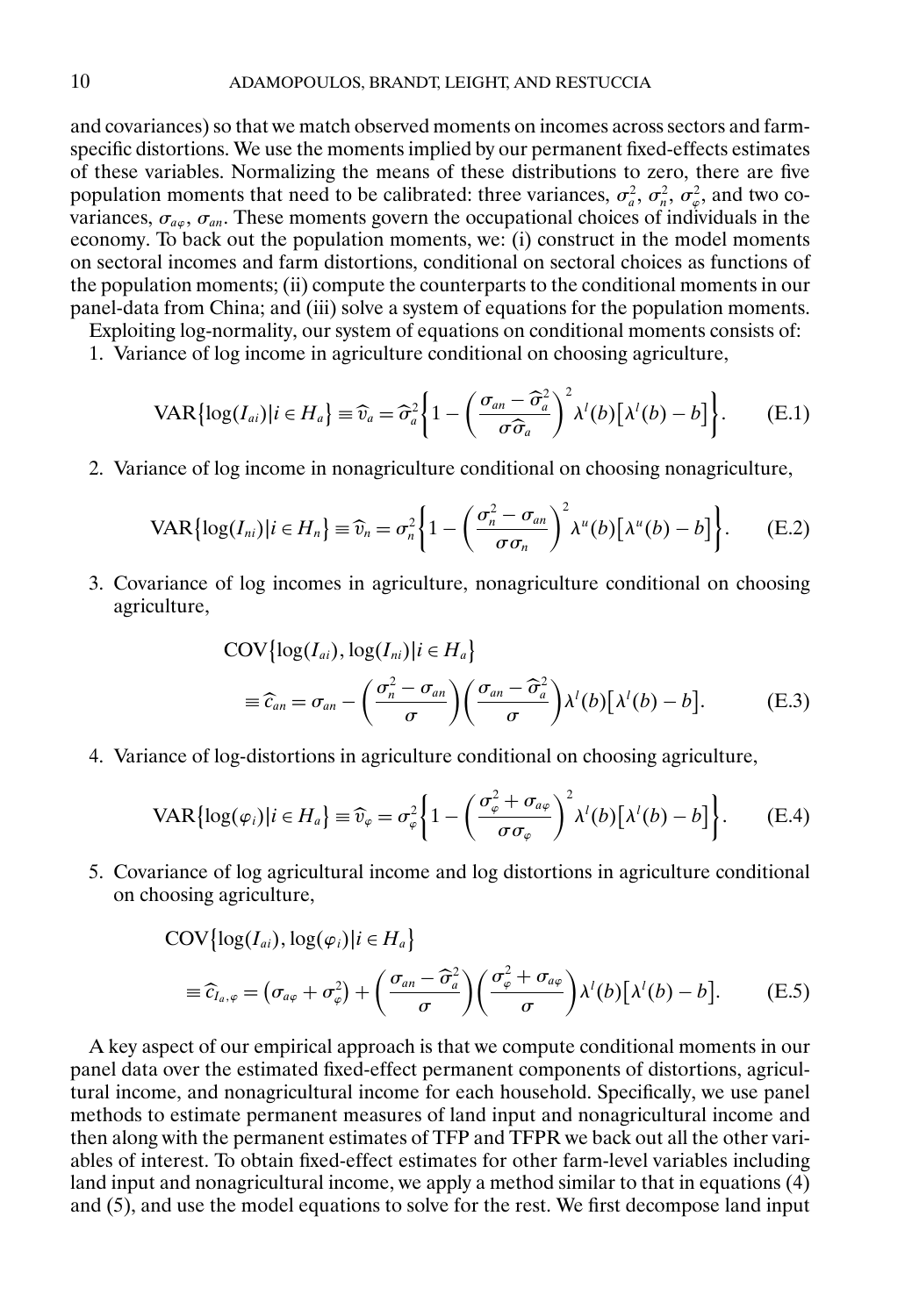and covariances) so that we match observed moments on incomes across sectors and farm-specific distortions. We use the moments implied by our permanent fixed-effects estimates of these variables. Normalizing the means of these distributions to zero, there are five population moments that need to be calibrated: three variances, $\sigma_a^2$, $\sigma_n^2$, $\sigma_\varphi^2$, and two covariances, $\sigma_{a\varphi}$, $\sigma_{an}$. These moments govern the occupational choices of individuals in the economy. To back out the population moments, we: (i) construct in the model moments on sectoral incomes and farm distortions, conditional on sectoral choices as functions of the population moments; (ii) compute the counterparts to the conditional moments in our panel-data from China; and (iii) solve a system of equations for the population moments.

Exploiting log-normality, our system of equations on conditional moments consists of:

1. Variance of log income in agriculture conditional on choosing agriculture,

$$\text{VAR}\{\log(I_{ai})|i \in H_a\} \equiv \widehat{v}_a = \widehat{\sigma}_a^2 \left\{1 - \left(\frac{\sigma_{an} - \widehat{\sigma}_a^2}{\sigma \widehat{\sigma}_a}\right)^2 \lambda^l(b)\big[\lambda^l(b) - b\big]\right\}. \tag{E.1}$$

2. Variance of log income in nonagriculture conditional on choosing nonagriculture,

$$\text{VAR}\{\log(I_{ni})|i \in H_n\} \equiv \widehat{v}_n = \sigma_n^2 \left\{1 - \left(\frac{\sigma_n^2 - \sigma_{an}}{\sigma \sigma_n}\right)^2 \lambda^u(b)\big[\lambda^u(b) - b\big]\right\}. \tag{E.2}$$

3. Covariance of log incomes in agriculture, nonagriculture conditional on choosing agriculture,

$$\begin{aligned}
&\text{COV}\{\log(I_{ai}), \log(I_{ni})|i \in H_a\} \\
&\quad \equiv \widehat{c}_{an} = \sigma_{an} - \left(\frac{\sigma_n^2 - \sigma_{an}}{\sigma}\right)\left(\frac{\sigma_{an} - \widehat{\sigma}_a^2}{\sigma}\right)\lambda^l(b)\big[\lambda^l(b) - b\big].
\end{aligned} \tag{E.3}$$

4. Variance of log-distortions in agriculture conditional on choosing agriculture,

$$\text{VAR}\{\log(\varphi_i)|i \in H_a\} \equiv \widehat{v}_\varphi = \sigma_\varphi^2 \left\{1 - \left(\frac{\sigma_\varphi^2 + \sigma_{a\varphi}}{\sigma \sigma_\varphi}\right)^2 \lambda^l(b)\big[\lambda^l(b) - b\big]\right\}. \tag{E.4}$$

5. Covariance of log agricultural income and log distortions in agriculture conditional on choosing agriculture,

$$\begin{aligned}
&\text{COV}\{\log(I_{ai}), \log(\varphi_i)|i \in H_a\} \\
&\quad \equiv \widehat{c}_{I_a,\varphi} = \left(\sigma_{a\varphi} + \sigma_\varphi^2\right) + \left(\frac{\sigma_{an} - \widehat{\sigma}_a^2}{\sigma}\right)\left(\frac{\sigma_\varphi^2 + \sigma_{a\varphi}}{\sigma}\right)\lambda^l(b)\big[\lambda^l(b) - b\big].
\end{aligned} \tag{E.5}$$

A key aspect of our empirical approach is that we compute conditional moments in our panel data over the estimated fixed-effect permanent components of distortions, agricultural income, and nonagricultural income for each household. Specifically, we use panel methods to estimate permanent measures of land input and nonagricultural income and then along with the permanent estimates of TFP and TFPR we back out all the other variables of interest. To obtain fixed-effect estimates for other farm-level variables including land input and nonagricultural income, we apply a method similar to that in equations (4) and (5), and use the model equations to solve for the rest. We first decompose land input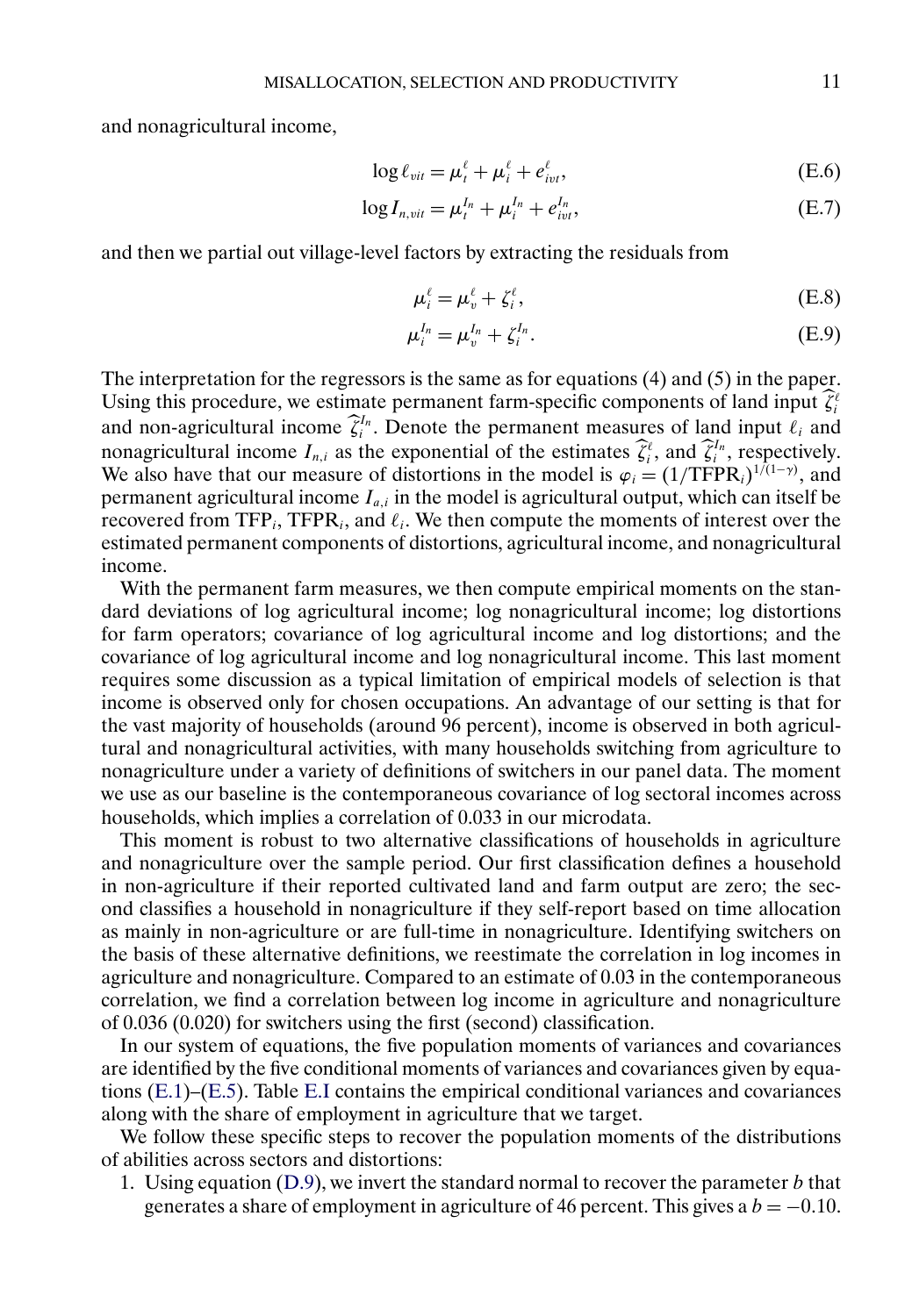and nonagricultural income,

$$\log \ell_{vit} = \mu_t^{\ell} + \mu_i^{\ell} + e_{ivt}^{\ell}, \tag{E.6}$$

$$\log I_{n,vit} = \mu_t^{I_n} + \mu_i^{I_n} + e_{ivt}^{I_n}, \tag{E.7}$$

and then we partial out village-level factors by extracting the residuals from

$$\mu_i^{\ell} = \mu_v^{\ell} + \zeta_i^{\ell}, \tag{E.8}$$

$$\mu_i^{I_n} = \mu_v^{I_n} + \zeta_i^{I_n}. \tag{E.9}$$

The interpretation for the regressors is the same as for equations (4) and (5) in the paper. Using this procedure, we estimate permanent farm-specific components of land input $\widehat{\zeta}_i^{\ell}$ and non-agricultural income $\widehat{\zeta}_i^{I_n}$. Denote the permanent measures of land input $\ell_i$ and nonagricultural income $I_{n,i}$ as the exponential of the estimates $\widehat{\zeta}_i^{\ell}$, and $\widehat{\zeta}_i^{I_n}$, respectively. We also have that our measure of distortions in the model is $\varphi_i = (1/\text{TFPR}_i)^{1/(1-\gamma)}$, and permanent agricultural income $I_{a,i}$ in the model is agricultural output, which can itself be recovered from $\text{TFP}_i$, $\text{TFPR}_i$, and $\ell_i$. We then compute the moments of interest over the estimated permanent components of distortions, agricultural income, and nonagricultural income.

With the permanent farm measures, we then compute empirical moments on the standard deviations of log agricultural income; log nonagricultural income; log distortions for farm operators; covariance of log agricultural income and log distortions; and the covariance of log agricultural income and log nonagricultural income. This last moment requires some discussion as a typical limitation of empirical models of selection is that income is observed only for chosen occupations. An advantage of our setting is that for the vast majority of households (around 96 percent), income is observed in both agricultural and nonagricultural activities, with many households switching from agriculture to nonagriculture under a variety of definitions of switchers in our panel data. The moment we use as our baseline is the contemporaneous covariance of log sectoral incomes across households, which implies a correlation of 0.033 in our microdata.

This moment is robust to two alternative classifications of households in agriculture and nonagriculture over the sample period. Our first classification defines a household in non-agriculture if their reported cultivated land and farm output are zero; the second classifies a household in nonagriculture if they self-report based on time allocation as mainly in non-agriculture or are full-time in nonagriculture. Identifying switchers on the basis of these alternative definitions, we reestimate the correlation in log incomes in agriculture and nonagriculture. Compared to an estimate of 0.03 in the contemporaneous correlation, we find a correlation between log income in agriculture and nonagriculture of 0.036 (0.020) for switchers using the first (second) classification.

In our system of equations, the five population moments of variances and covariances are identified by the five conditional moments of variances and covariances given by equations (E.1)–(E.5). Table E.I contains the empirical conditional variances and covariances along with the share of employment in agriculture that we target.

We follow these specific steps to recover the population moments of the distributions of abilities across sectors and distortions:

1. Using equation (D.9), we invert the standard normal to recover the parameter $b$ that generates a share of employment in agriculture of 46 percent. This gives a $b = -0.10$.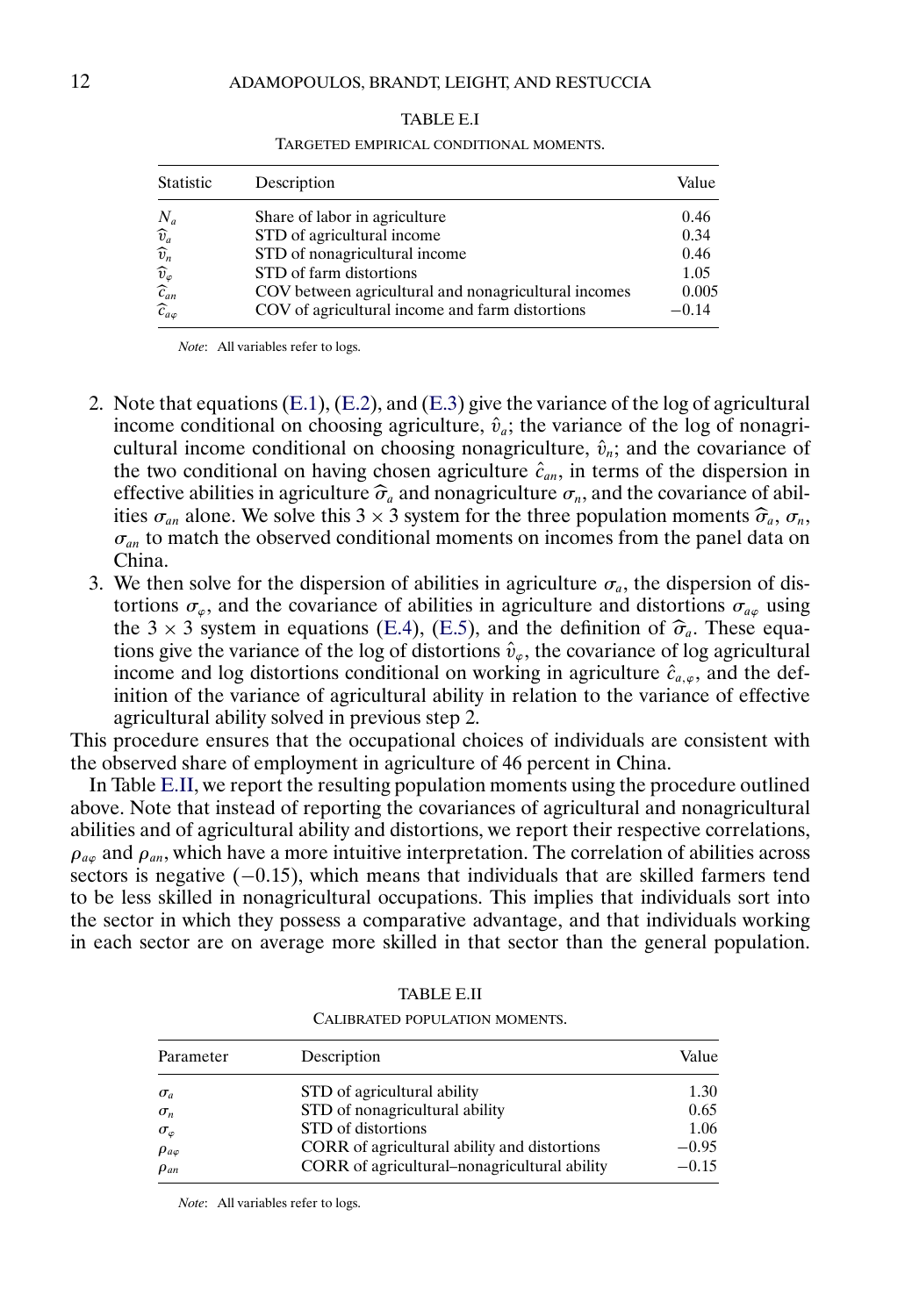TABLE E.I

TARGETED EMPIRICAL CONDITIONAL MOMENTS.

| Statistic | Description | Value |
|---|---|---|
| $N_a$ | Share of labor in agriculture | 0.46 |
| $\widehat{v}_a$ | STD of agricultural income | 0.34 |
| $\widehat{v}_n$ | STD of nonagricultural income | 0.46 |
| $\widehat{v}_\varphi$ | STD of farm distortions | 1.05 |
| $\widehat{c}_{an}$ | COV between agricultural and nonagricultural incomes | 0.005 |
| $\widehat{c}_{a\varphi}$ | COV of agricultural income and farm distortions | −0.14 |

*Note*: All variables refer to logs.

2. Note that equations (E.1), (E.2), and (E.3) give the variance of the log of agricultural income conditional on choosing agriculture, $\hat{v}_a$; the variance of the log of nonagricultural income conditional on choosing nonagriculture, $\hat{v}_n$; and the covariance of the two conditional on having chosen agriculture $\hat{c}_{an}$, in terms of the dispersion in effective abilities in agriculture $\widehat{\sigma}_a$ and nonagriculture $\sigma_n$, and the covariance of abilities $\sigma_{an}$ alone. We solve this $3 \times 3$ system for the three population moments $\widehat{\sigma}_a$, $\sigma_n$, $\sigma_{an}$ to match the observed conditional moments on incomes from the panel data on China.
3. We then solve for the dispersion of abilities in agriculture $\sigma_a$, the dispersion of distortions $\sigma_\varphi$, and the covariance of abilities in agriculture and distortions $\sigma_{a\varphi}$ using the $3 \times 3$ system in equations (E.4), (E.5), and the definition of $\widehat{\sigma}_a$. These equations give the variance of the log of distortions $\hat{v}_\varphi$, the covariance of log agricultural income and log distortions conditional on working in agriculture $\hat{c}_{a,\varphi}$, and the definition of the variance of agricultural ability in relation to the variance of effective agricultural ability solved in previous step 2.

This procedure ensures that the occupational choices of individuals are consistent with the observed share of employment in agriculture of 46 percent in China.

In Table E.II, we report the resulting population moments using the procedure outlined above. Note that instead of reporting the covariances of agricultural and nonagricultural abilities and of agricultural ability and distortions, we report their respective correlations, $\rho_{a\varphi}$ and $\rho_{an}$, which have a more intuitive interpretation. The correlation of abilities across sectors is negative (−0.15), which means that individuals that are skilled farmers tend to be less skilled in nonagricultural occupations. This implies that individuals sort into the sector in which they possess a comparative advantage, and that individuals working in each sector are on average more skilled in that sector than the general population.

TABLE E.II

CALIBRATED POPULATION MOMENTS.

| Parameter | Description | Value |
|---|---|---|
| $\sigma_a$ | STD of agricultural ability | 1.30 |
| $\sigma_n$ | STD of nonagricultural ability | 0.65 |
| $\sigma_\varphi$ | STD of distortions | 1.06 |
| $\rho_{a\varphi}$ | CORR of agricultural ability and distortions | −0.95 |
| $\rho_{an}$ | CORR of agricultural–nonagricultural ability | −0.15 |

*Note*: All variables refer to logs.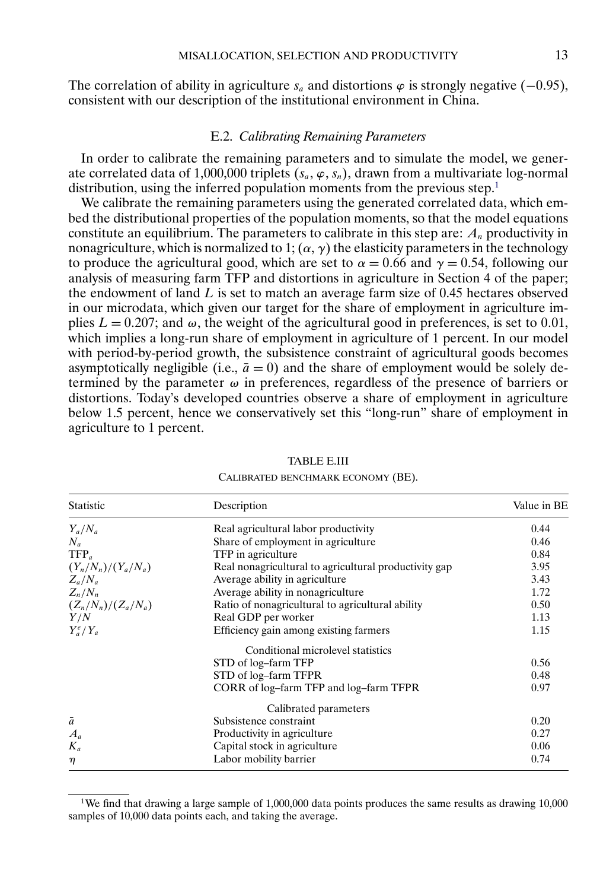The correlation of ability in agriculture $s_a$ and distortions $\varphi$ is strongly negative ($-0.95$), consistent with our description of the institutional environment in China.

### E.2. *Calibrating Remaining Parameters*

In order to calibrate the remaining parameters and to simulate the model, we generate correlated data of 1,000,000 triplets $(s_a, \varphi, s_n)$, drawn from a multivariate log-normal distribution, using the inferred population moments from the previous step.[1]

We calibrate the remaining parameters using the generated correlated data, which embed the distributional properties of the population moments, so that the model equations constitute an equilibrium. The parameters to calibrate in this step are: $A_n$ productivity in nonagriculture, which is normalized to 1; $(\alpha, \gamma)$ the elasticity parameters in the technology to produce the agricultural good, which are set to $\alpha = 0.66$ and $\gamma = 0.54$, following our analysis of measuring farm TFP and distortions in agriculture in Section 4 of the paper; the endowment of land $L$ is set to match an average farm size of 0.45 hectares observed in our microdata, which given our target for the share of employment in agriculture implies $L = 0.207$; and $\omega$, the weight of the agricultural good in preferences, is set to 0.01, which implies a long-run share of employment in agriculture of 1 percent. In our model with period-by-period growth, the subsistence constraint of agricultural goods becomes asymptotically negligible (i.e., $\bar{a} = 0$) and the share of employment would be solely determined by the parameter $\omega$ in preferences, regardless of the presence of barriers or distortions. Today's developed countries observe a share of employment in agriculture below 1.5 percent, hence we conservatively set this "long-run" share of employment in agriculture to 1 percent.

TABLE E.III

CALIBRATED BENCHMARK ECONOMY (BE).

| Statistic | Description | Value in BE |
|---|---|---|
| $Y_a/N_a$ | Real agricultural labor productivity | 0.44 |
| $N_a$ | Share of employment in agriculture | 0.46 |
| $\text{TFP}_a$ | TFP in agriculture | 0.84 |
| $(Y_n/N_n)/(Y_a/N_a)$ | Real nonagricultural to agricultural productivity gap | 3.95 |
| $Z_a/N_a$ | Average ability in agriculture | 3.43 |
| $Z_n/N_n$ | Average ability in nonagriculture | 1.72 |
| $(Z_n/N_n)/(Z_a/N_a)$ | Ratio of nonagricultural to agricultural ability | 0.50 |
| $Y/N$ | Real GDP per worker | 1.13 |
| $Y_a^e/Y_a$ | Efficiency gain among existing farmers | 1.15 |
| | Conditional microlevel statistics | |
| | STD of log–farm TFP | 0.56 |
| | STD of log–farm TFPR | 0.48 |
| | CORR of log–farm TFP and log–farm TFPR | 0.97 |
| | Calibrated parameters | |
| $\bar{a}$ | Subsistence constraint | 0.20 |
| $A_a$ | Productivity in agriculture | 0.27 |
| $K_a$ | Capital stock in agriculture | 0.06 |
| $\eta$ | Labor mobility barrier | 0.74 |

[1]We find that drawing a large sample of 1,000,000 data points produces the same results as drawing 10,000 samples of 10,000 data points each, and taking the average.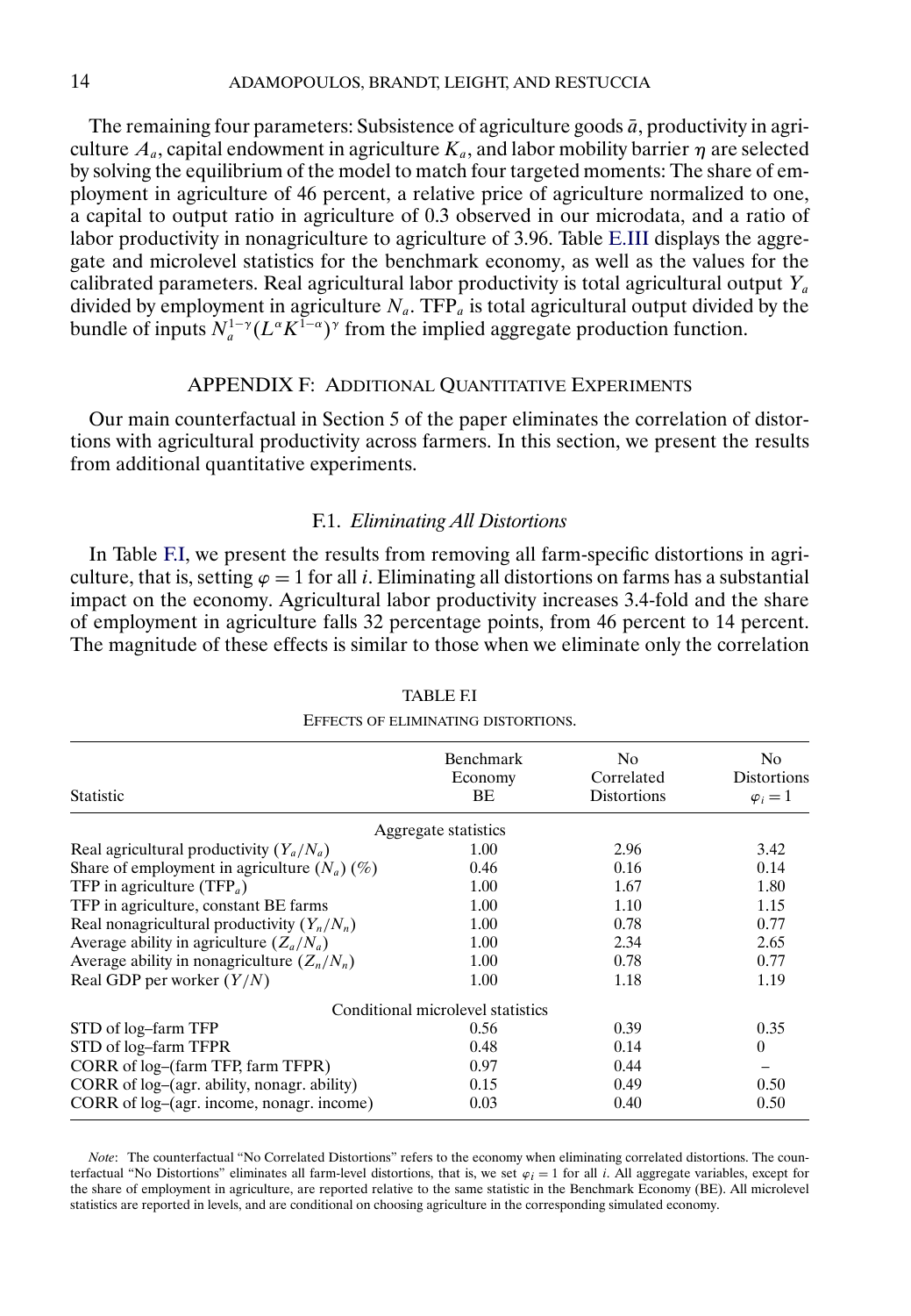The remaining four parameters: Subsistence of agriculture goods $\bar{a}$, productivity in agriculture $A_a$, capital endowment in agriculture $K_a$, and labor mobility barrier $\eta$ are selected by solving the equilibrium of the model to match four targeted moments: The share of employment in agriculture of 46 percent, a relative price of agriculture normalized to one, a capital to output ratio in agriculture of 0.3 observed in our microdata, and a ratio of labor productivity in nonagriculture to agriculture of 3.96. Table E.III displays the aggregate and microlevel statistics for the benchmark economy, as well as the values for the calibrated parameters. Real agricultural labor productivity is total agricultural output $Y_a$ divided by employment in agriculture $N_a$. $\text{TFP}_a$ is total agricultural output divided by the bundle of inputs $N_a^{1-\gamma}(L^\alpha K^{1-\alpha})^\gamma$ from the implied aggregate production function.

## APPENDIX F: Additional Quantitative Experiments

Our main counterfactual in Section 5 of the paper eliminates the correlation of distortions with agricultural productivity across farmers. In this section, we present the results from additional quantitative experiments.

### F.1. *Eliminating All Distortions*

In Table F.I, we present the results from removing all farm-specific distortions in agriculture, that is, setting $\varphi = 1$ for all $i$. Eliminating all distortions on farms has a substantial impact on the economy. Agricultural labor productivity increases 3.4-fold and the share of employment in agriculture falls 32 percentage points, from 46 percent to 14 percent. The magnitude of these effects is similar to those when we eliminate only the correlation

TABLE F.I

Effects of eliminating distortions.

| Statistic | Benchmark Economy BE | No Correlated Distortions | No Distortions $\varphi_i = 1$ |
|---|---|---|---|
| *Aggregate statistics* | | | |
| Real agricultural productivity ($Y_a/N_a$) | 1.00 | 2.96 | 3.42 |
| Share of employment in agriculture ($N_a$) (%) | 0.46 | 0.16 | 0.14 |
| TFP in agriculture ($\text{TFP}_a$) | 1.00 | 1.67 | 1.80 |
| TFP in agriculture, constant BE farms | 1.00 | 1.10 | 1.15 |
| Real nonagricultural productivity ($Y_n/N_n$) | 1.00 | 0.78 | 0.77 |
| Average ability in agriculture ($Z_a/N_a$) | 1.00 | 2.34 | 2.65 |
| Average ability in nonagriculture ($Z_n/N_n$) | 1.00 | 0.78 | 0.77 |
| Real GDP per worker ($Y/N$) | 1.00 | 1.18 | 1.19 |
| *Conditional microlevel statistics* | | | |
| STD of log–farm TFP | 0.56 | 0.39 | 0.35 |
| STD of log–farm TFPR | 0.48 | 0.14 | 0 |
| CORR of log–(farm TFP, farm TFPR) | 0.97 | 0.44 | – |
| CORR of log–(agr. ability, nonagr. ability) | 0.15 | 0.49 | 0.50 |
| CORR of log–(agr. income, nonagr. income) | 0.03 | 0.40 | 0.50 |

*Note*: The counterfactual "No Correlated Distortions" refers to the economy when eliminating correlated distortions. The counterfactual "No Distortions" eliminates all farm-level distortions, that is, we set $\varphi_i = 1$ for all $i$. All aggregate variables, except for the share of employment in agriculture, are reported relative to the same statistic in the Benchmark Economy (BE). All microlevel statistics are reported in levels, and are conditional on choosing agriculture in the corresponding simulated economy.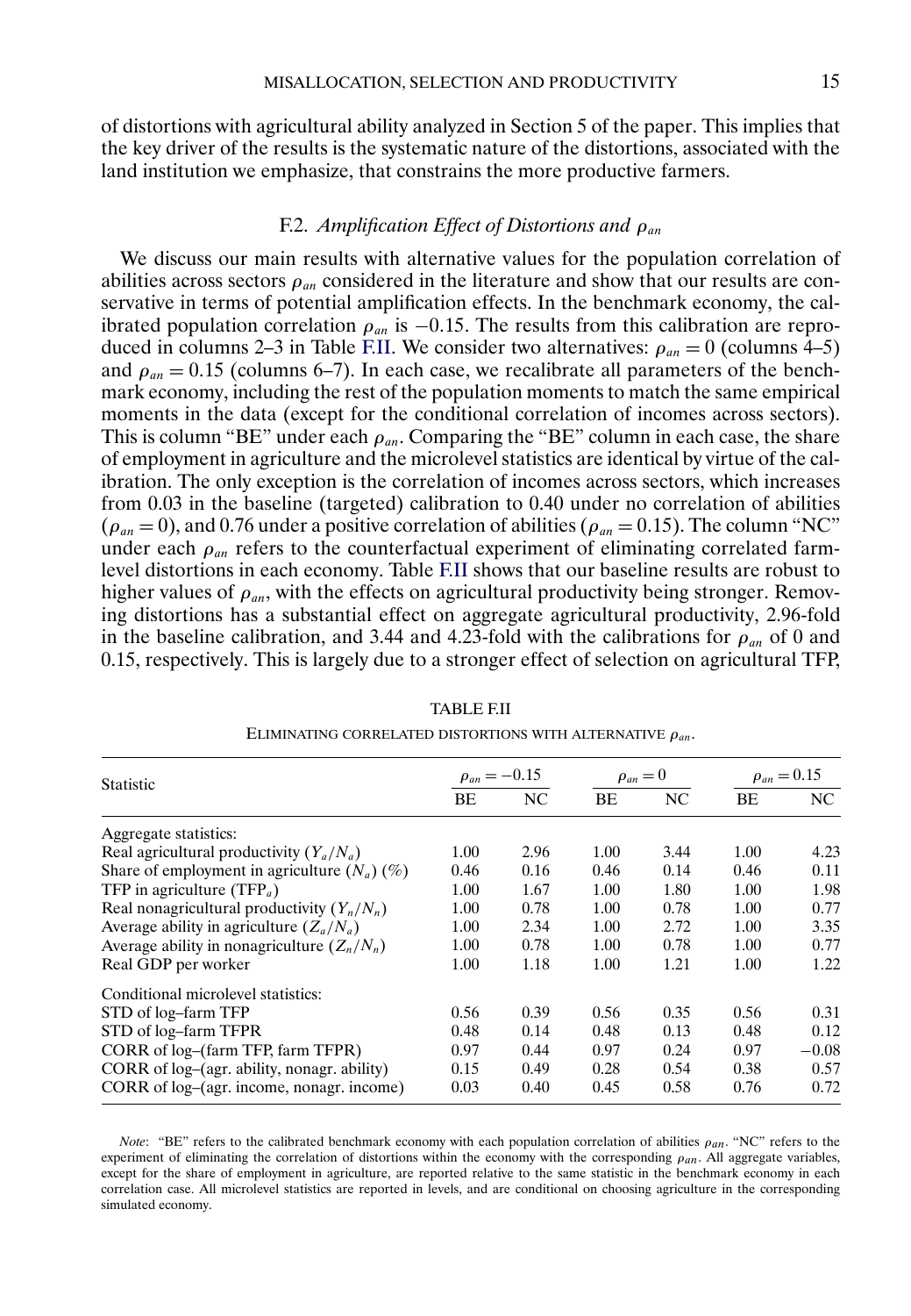of distortions with agricultural ability analyzed in Section 5 of the paper. This implies that the key driver of the results is the systematic nature of the distortions, associated with the land institution we emphasize, that constrains the more productive farmers.

### F.2. *Amplification Effect of Distortions and $\rho_{an}$*

We discuss our main results with alternative values for the population correlation of abilities across sectors $\rho_{an}$ considered in the literature and show that our results are conservative in terms of potential amplification effects. In the benchmark economy, the calibrated population correlation $\rho_{an}$ is $-0.15$. The results from this calibration are reproduced in columns 2–3 in Table F.II. We consider two alternatives: $\rho_{an} = 0$ (columns 4–5) and $\rho_{an} = 0.15$ (columns 6–7). In each case, we recalibrate all parameters of the benchmark economy, including the rest of the population moments to match the same empirical moments in the data (except for the conditional correlation of incomes across sectors). This is column "BE" under each $\rho_{an}$. Comparing the "BE" column in each case, the share of employment in agriculture and the microlevel statistics are identical by virtue of the calibration. The only exception is the correlation of incomes across sectors, which increases from 0.03 in the baseline (targeted) calibration to 0.40 under no correlation of abilities ($\rho_{an} = 0$), and 0.76 under a positive correlation of abilities ($\rho_{an} = 0.15$). The column "NC" under each $\rho_{an}$ refers to the counterfactual experiment of eliminating correlated farm-level distortions in each economy. Table F.II shows that our baseline results are robust to higher values of $\rho_{an}$, with the effects on agricultural productivity being stronger. Removing distortions has a substantial effect on aggregate agricultural productivity, 2.96-fold in the baseline calibration, and 3.44 and 4.23-fold with the calibrations for $\rho_{an}$ of 0 and 0.15, respectively. This is largely due to a stronger effect of selection on agricultural TFP,

TABLE F.II

ELIMINATING CORRELATED DISTORTIONS WITH ALTERNATIVE $\rho_{an}$.

| Statistic | $\rho_{an} = -0.15$ | | $\rho_{an} = 0$ | | $\rho_{an} = 0.15$ | |
|---|---|---|---|---|---|---|
| | BE | NC | BE | NC | BE | NC |
| Aggregate statistics: | | | | | | |
| Real agricultural productivity ($Y_a/N_a$) | 1.00 | 2.96 | 1.00 | 3.44 | 1.00 | 4.23 |
| Share of employment in agriculture ($N_a$) (%) | 0.46 | 0.16 | 0.46 | 0.14 | 0.46 | 0.11 |
| TFP in agriculture ($\text{TFP}_a$) | 1.00 | 1.67 | 1.00 | 1.80 | 1.00 | 1.98 |
| Real nonagricultural productivity ($Y_n/N_n$) | 1.00 | 0.78 | 1.00 | 0.78 | 1.00 | 0.77 |
| Average ability in agriculture ($Z_a/N_a$) | 1.00 | 2.34 | 1.00 | 2.72 | 1.00 | 3.35 |
| Average ability in nonagriculture ($Z_n/N_n$) | 1.00 | 0.78 | 1.00 | 0.78 | 1.00 | 0.77 |
| Real GDP per worker | 1.00 | 1.18 | 1.00 | 1.21 | 1.00 | 1.22 |
| Conditional microlevel statistics: | | | | | | |
| STD of log–farm TFP | 0.56 | 0.39 | 0.56 | 0.35 | 0.56 | 0.31 |
| STD of log–farm TFPR | 0.48 | 0.14 | 0.48 | 0.13 | 0.48 | 0.12 |
| CORR of log–(farm TFP, farm TFPR) | 0.97 | 0.44 | 0.97 | 0.24 | 0.97 | −0.08 |
| CORR of log–(agr. ability, nonagr. ability) | 0.15 | 0.49 | 0.28 | 0.54 | 0.38 | 0.57 |
| CORR of log–(agr. income, nonagr. income) | 0.03 | 0.40 | 0.45 | 0.58 | 0.76 | 0.72 |

*Note*: "BE" refers to the calibrated benchmark economy with each population correlation of abilities $\rho_{an}$. "NC" refers to the experiment of eliminating the correlation of distortions within the economy with the corresponding $\rho_{an}$. All aggregate variables, except for the share of employment in agriculture, are reported relative to the same statistic in the benchmark economy in each correlation case. All microlevel statistics are reported in levels, and are conditional on choosing agriculture in the corresponding simulated economy.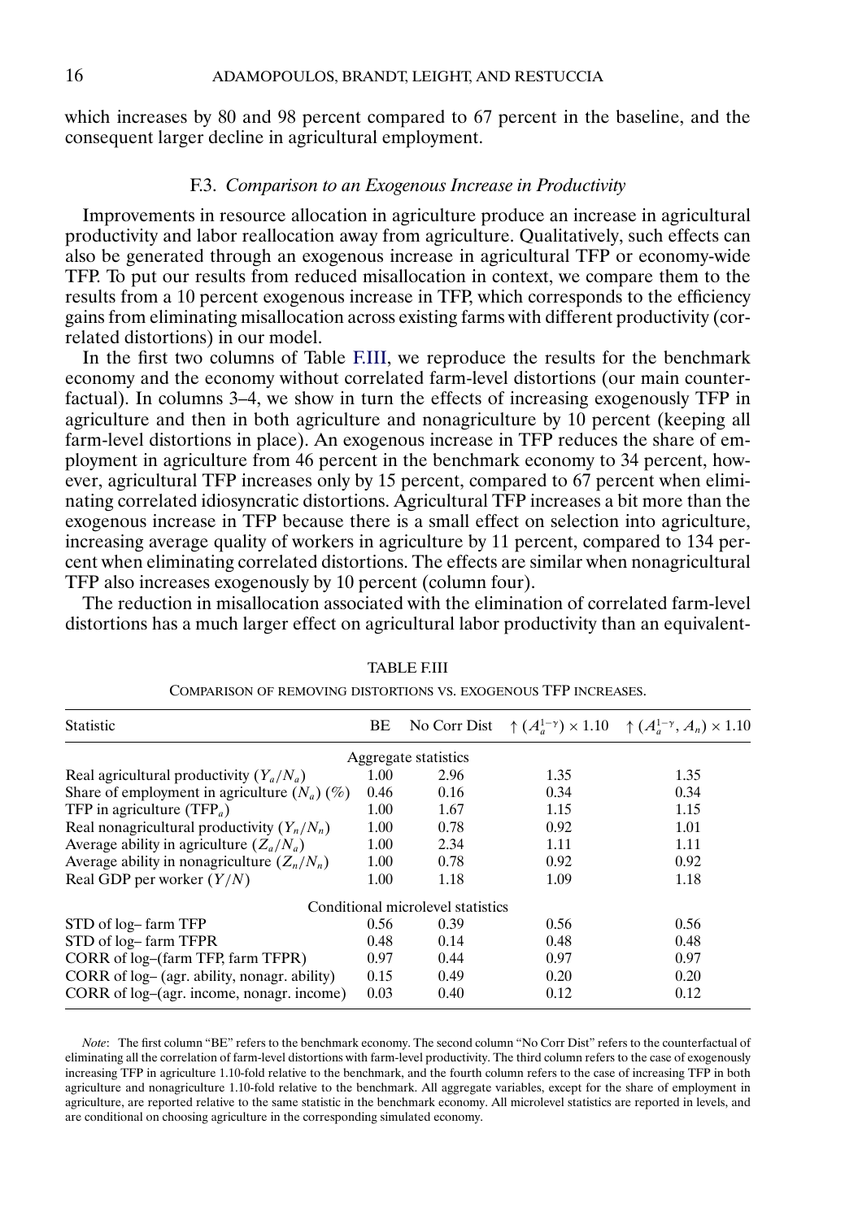which increases by 80 and 98 percent compared to 67 percent in the baseline, and the consequent larger decline in agricultural employment.

### F.3. *Comparison to an Exogenous Increase in Productivity*

Improvements in resource allocation in agriculture produce an increase in agricultural productivity and labor reallocation away from agriculture. Qualitatively, such effects can also be generated through an exogenous increase in agricultural TFP or economy-wide TFP. To put our results from reduced misallocation in context, we compare them to the results from a 10 percent exogenous increase in TFP, which corresponds to the efficiency gains from eliminating misallocation across existing farms with different productivity (correlated distortions) in our model.

In the first two columns of Table F.III, we reproduce the results for the benchmark economy and the economy without correlated farm-level distortions (our main counterfactual). In columns 3–4, we show in turn the effects of increasing exogenously TFP in agriculture and then in both agriculture and nonagriculture by 10 percent (keeping all farm-level distortions in place). An exogenous increase in TFP reduces the share of employment in agriculture from 46 percent in the benchmark economy to 34 percent, however, agricultural TFP increases only by 15 percent, compared to 67 percent when eliminating correlated idiosyncratic distortions. Agricultural TFP increases a bit more than the exogenous increase in TFP because there is a small effect on selection into agriculture, increasing average quality of workers in agriculture by 11 percent, compared to 134 percent when eliminating correlated distortions. The effects are similar when nonagricultural TFP also increases exogenously by 10 percent (column four).

The reduction in misallocation associated with the elimination of correlated farm-level distortions has a much larger effect on agricultural labor productivity than an equivalent-

TABLE F.III

COMPARISON OF REMOVING DISTORTIONS VS. EXOGENOUS TFP INCREASES.

| Statistic | BE | No Corr Dist | $\uparrow (A_a^{1-\gamma}) \times 1.10$ | $\uparrow (A_a^{1-\gamma}, A_n) \times 1.10$ |
|---|---|---|---|---|
| | | Aggregate statistics | | |
| Real agricultural productivity $(Y_a/N_a)$ | 1.00 | 2.96 | 1.35 | 1.35 |
| Share of employment in agriculture $(N_a)$ (%) | 0.46 | 0.16 | 0.34 | 0.34 |
| TFP in agriculture $(\text{TFP}_a)$ | 1.00 | 1.67 | 1.15 | 1.15 |
| Real nonagricultural productivity $(Y_n/N_n)$ | 1.00 | 0.78 | 0.92 | 1.01 |
| Average ability in agriculture $(Z_a/N_a)$ | 1.00 | 2.34 | 1.11 | 1.11 |
| Average ability in nonagriculture $(Z_n/N_n)$ | 1.00 | 0.78 | 0.92 | 0.92 |
| Real GDP per worker $(Y/N)$ | 1.00 | 1.18 | 1.09 | 1.18 |
| | | Conditional microlevel statistics | | |
| STD of log– farm TFP | 0.56 | 0.39 | 0.56 | 0.56 |
| STD of log– farm TFPR | 0.48 | 0.14 | 0.48 | 0.48 |
| CORR of log–(farm TFP, farm TFPR) | 0.97 | 0.44 | 0.97 | 0.97 |
| CORR of log– (agr. ability, nonagr. ability) | 0.15 | 0.49 | 0.20 | 0.20 |
| CORR of log–(agr. income, nonagr. income) | 0.03 | 0.40 | 0.12 | 0.12 |

*Note*: The first column "BE" refers to the benchmark economy. The second column "No Corr Dist" refers to the counterfactual of eliminating all the correlation of farm-level distortions with farm-level productivity. The third column refers to the case of exogenously increasing TFP in agriculture 1.10-fold relative to the benchmark, and the fourth column refers to the case of increasing TFP in both agriculture and nonagriculture 1.10-fold relative to the benchmark. All aggregate variables, except for the share of employment in agriculture, are reported relative to the same statistic in the benchmark economy. All microlevel statistics are reported in levels, and are conditional on choosing agriculture in the corresponding simulated economy.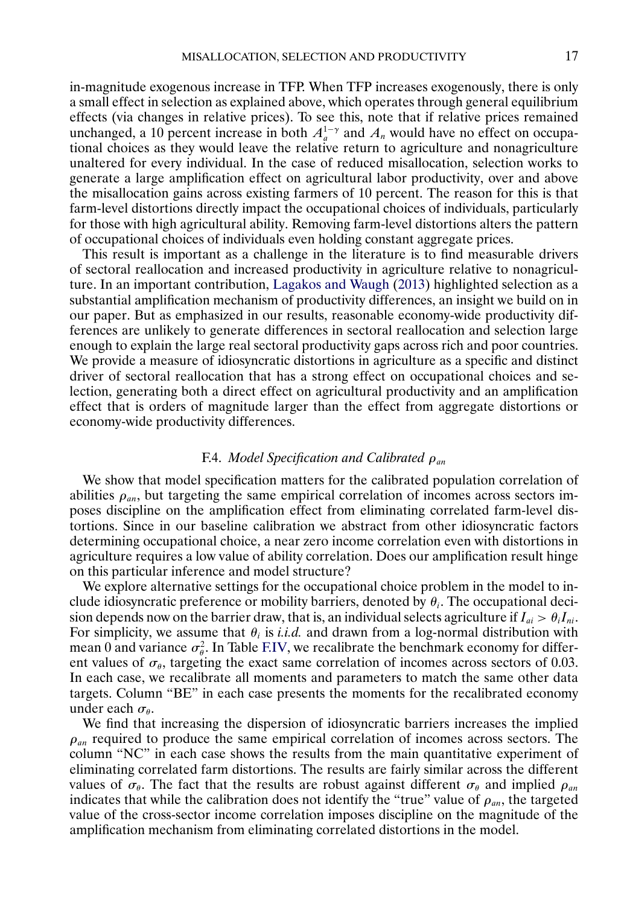in-magnitude exogenous increase in TFP. When TFP increases exogenously, there is only a small effect in selection as explained above, which operates through general equilibrium effects (via changes in relative prices). To see this, note that if relative prices remained unchanged, a 10 percent increase in both $A_a^{1-\gamma}$ and $A_n$ would have no effect on occupational choices as they would leave the relative return to agriculture and nonagriculture unaltered for every individual. In the case of reduced misallocation, selection works to generate a large amplification effect on agricultural labor productivity, over and above the misallocation gains across existing farmers of 10 percent. The reason for this is that farm-level distortions directly impact the occupational choices of individuals, particularly for those with high agricultural ability. Removing farm-level distortions alters the pattern of occupational choices of individuals even holding constant aggregate prices.

This result is important as a challenge in the literature is to find measurable drivers of sectoral reallocation and increased productivity in agriculture relative to nonagriculture. In an important contribution, Lagakos and Waugh (2013) highlighted selection as a substantial amplification mechanism of productivity differences, an insight we build on in our paper. But as emphasized in our results, reasonable economy-wide productivity differences are unlikely to generate differences in sectoral reallocation and selection large enough to explain the large real sectoral productivity gaps across rich and poor countries. We provide a measure of idiosyncratic distortions in agriculture as a specific and distinct driver of sectoral reallocation that has a strong effect on occupational choices and selection, generating both a direct effect on agricultural productivity and an amplification effect that is orders of magnitude larger than the effect from aggregate distortions or economy-wide productivity differences.

### F.4. *Model Specification and Calibrated $\rho_{an}$*

We show that model specification matters for the calibrated population correlation of abilities $\rho_{an}$, but targeting the same empirical correlation of incomes across sectors imposes discipline on the amplification effect from eliminating correlated farm-level distortions. Since in our baseline calibration we abstract from other idiosyncratic factors determining occupational choice, a near zero income correlation even with distortions in agriculture requires a low value of ability correlation. Does our amplification result hinge on this particular inference and model structure?

We explore alternative settings for the occupational choice problem in the model to include idiosyncratic preference or mobility barriers, denoted by $\theta_i$. The occupational decision depends now on the barrier draw, that is, an individual selects agriculture if $I_{ai} > \theta_i I_{ni}$. For simplicity, we assume that $\theta_i$ is *i.i.d.* and drawn from a log-normal distribution with mean 0 and variance $\sigma_\theta^2$. In Table F.IV, we recalibrate the benchmark economy for different values of $\sigma_\theta$, targeting the exact same correlation of incomes across sectors of 0.03. In each case, we recalibrate all moments and parameters to match the same other data targets. Column "BE" in each case presents the moments for the recalibrated economy under each $\sigma_\theta$.

We find that increasing the dispersion of idiosyncratic barriers increases the implied $\rho_{an}$ required to produce the same empirical correlation of incomes across sectors. The column "NC" in each case shows the results from the main quantitative experiment of eliminating correlated farm distortions. The results are fairly similar across the different values of $\sigma_\theta$. The fact that the results are robust against different $\sigma_\theta$ and implied $\rho_{an}$ indicates that while the calibration does not identify the "true" value of $\rho_{an}$, the targeted value of the cross-sector income correlation imposes discipline on the magnitude of the amplification mechanism from eliminating correlated distortions in the model.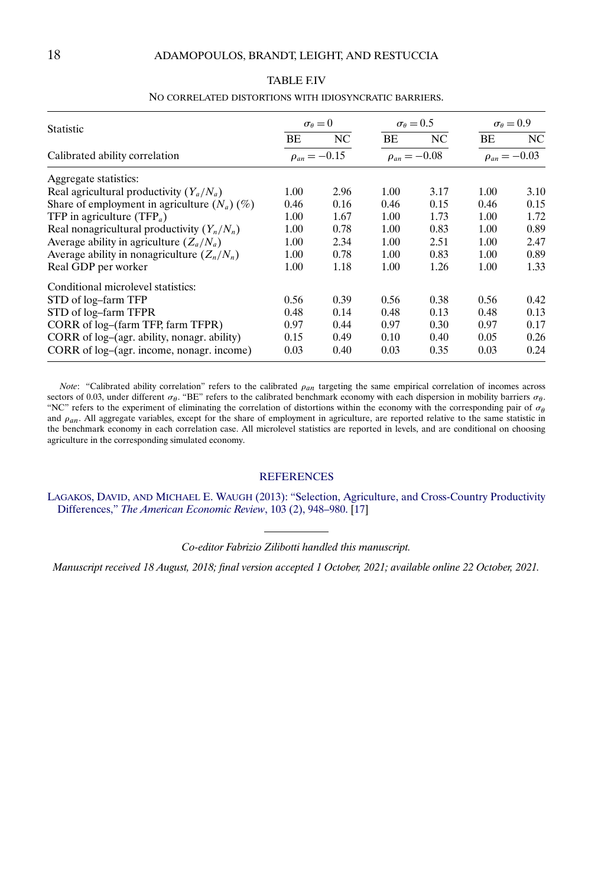TABLE F.IV

NO CORRELATED DISTORTIONS WITH IDIOSYNCRATIC BARRIERS.

| Statistic | $\sigma_\theta = 0$ | | $\sigma_\theta = 0.5$ | | $\sigma_\theta = 0.9$ | |
|---|---|---|---|---|---|---|
| | BE | NC | BE | NC | BE | NC |
| Calibrated ability correlation | $\rho_{an} = -0.15$ | | $\rho_{an} = -0.08$ | | $\rho_{an} = -0.03$ | |
| Aggregate statistics: | | | | | | |
| Real agricultural productivity ($Y_a/N_a$) | 1.00 | 2.96 | 1.00 | 3.17 | 1.00 | 3.10 |
| Share of employment in agriculture ($N_a$) (%) | 0.46 | 0.16 | 0.46 | 0.15 | 0.46 | 0.15 |
| TFP in agriculture ($\text{TFP}_a$) | 1.00 | 1.67 | 1.00 | 1.73 | 1.00 | 1.72 |
| Real nonagricultural productivity ($Y_n/N_n$) | 1.00 | 0.78 | 1.00 | 0.83 | 1.00 | 0.89 |
| Average ability in agriculture ($Z_a/N_a$) | 1.00 | 2.34 | 1.00 | 2.51 | 1.00 | 2.47 |
| Average ability in nonagriculture ($Z_n/N_n$) | 1.00 | 0.78 | 1.00 | 0.83 | 1.00 | 0.89 |
| Real GDP per worker | 1.00 | 1.18 | 1.00 | 1.26 | 1.00 | 1.33 |
| Conditional microlevel statistics: | | | | | | |
| STD of log–farm TFP | 0.56 | 0.39 | 0.56 | 0.38 | 0.56 | 0.42 |
| STD of log–farm TFPR | 0.48 | 0.14 | 0.48 | 0.13 | 0.48 | 0.13 |
| CORR of log–(farm TFP, farm TFPR) | 0.97 | 0.44 | 0.97 | 0.30 | 0.97 | 0.17 |
| CORR of log–(agr. ability, nonagr. ability) | 0.15 | 0.49 | 0.10 | 0.40 | 0.05 | 0.26 |
| CORR of log–(agr. income, nonagr. income) | 0.03 | 0.40 | 0.03 | 0.35 | 0.03 | 0.24 |

*Note*: "Calibrated ability correlation" refers to the calibrated $\rho_{an}$ targeting the same empirical correlation of incomes across sectors of 0.03, under different $\sigma_\theta$. "BE" refers to the calibrated benchmark economy with each dispersion in mobility barriers $\sigma_\theta$. "NC" refers to the experiment of eliminating the correlation of distortions within the economy with the corresponding pair of $\sigma_\theta$ and $\rho_{an}$. All aggregate variables, except for the share of employment in agriculture, are reported relative to the same statistic in the benchmark economy in each correlation case. All microlevel statistics are reported in levels, and are conditional on choosing agriculture in the corresponding simulated economy.

## REFERENCES

LAGAKOS, DAVID, AND MICHAEL E. WAUGH (2013): "Selection, Agriculture, and Cross-Country Productivity Differences," *The American Economic Review*, 103 (2), 948–980. [17]

---

*Co-editor Fabrizio Zilibotti handled this manuscript.*

*Manuscript received 18 August, 2018; final version accepted 1 October, 2021; available online 22 October, 2021.*